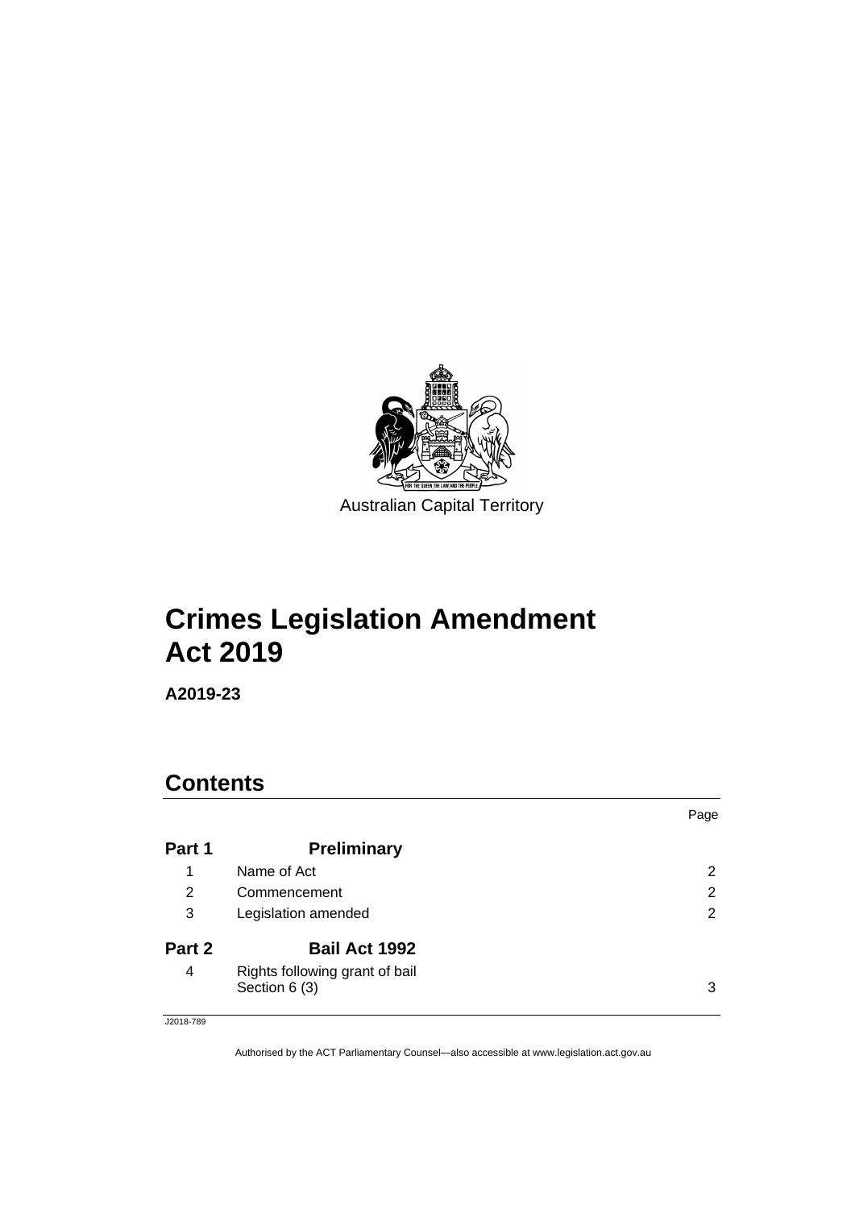Australian Capital Territory

# Crimes Legislation Amendment Act 2019

**A2019-23**

## Contents

| | | Page |
|---|---|---|
| **Part 1** | **Preliminary** | |
| 1 | Name of Act | 2 |
| 2 | Commencement | 2 |
| 3 | Legislation amended | 2 |
| **Part 2** | **Bail Act 1992** | |
| 4 | Rights following grant of bail<br>Section 6 (3) | 3 |

J2018-789

Authorised by the ACT Parliamentary Counsel—also accessible at www.legislation.act.gov.au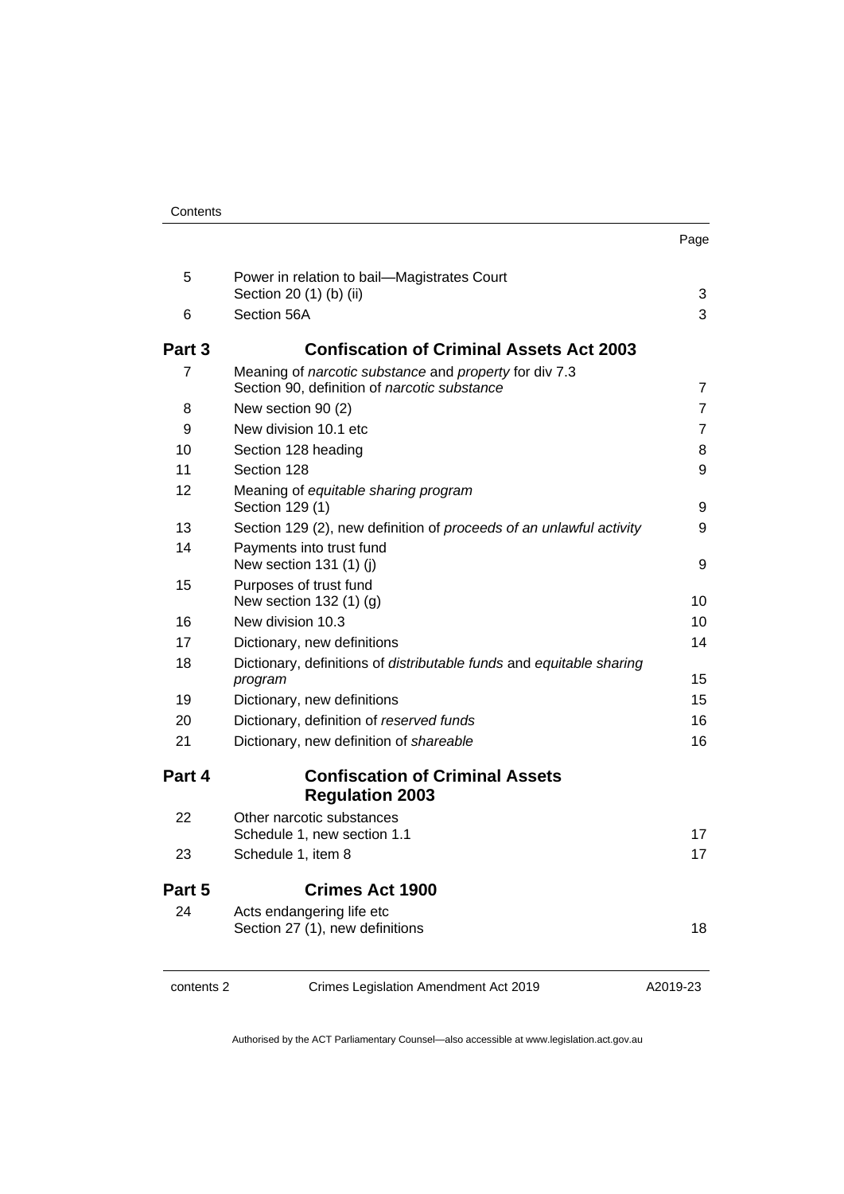| | | Page |
|---|---|---|
| 5 | Power in relation to bail—Magistrates Court<br>Section 20 (1) (b) (ii) | 3 |
| 6 | Section 56A | 3 |
| **Part 3** | **Confiscation of Criminal Assets Act 2003** | |
| 7 | Meaning of *narcotic substance* and *property* for div 7.3<br>Section 90, definition of *narcotic substance* | 7 |
| 8 | New section 90 (2) | 7 |
| 9 | New division 10.1 etc | 7 |
| 10 | Section 128 heading | 8 |
| 11 | Section 128 | 9 |
| 12 | Meaning of *equitable sharing program*<br>Section 129 (1) | 9 |
| 13 | Section 129 (2), new definition of *proceeds of an unlawful activity* | 9 |
| 14 | Payments into trust fund<br>New section 131 (1) (j) | 9 |
| 15 | Purposes of trust fund<br>New section 132 (1) (g) | 10 |
| 16 | New division 10.3 | 10 |
| 17 | Dictionary, new definitions | 14 |
| 18 | Dictionary, definitions of *distributable funds* and *equitable sharing program* | 15 |
| 19 | Dictionary, new definitions | 15 |
| 20 | Dictionary, definition of *reserved funds* | 16 |
| 21 | Dictionary, new definition of *shareable* | 16 |
| **Part 4** | **Confiscation of Criminal Assets Regulation 2003** | |
| 22 | Other narcotic substances<br>Schedule 1, new section 1.1 | 17 |
| 23 | Schedule 1, item 8 | 17 |
| **Part 5** | **Crimes Act 1900** | |
| 24 | Acts endangering life etc<br>Section 27 (1), new definitions | 18 |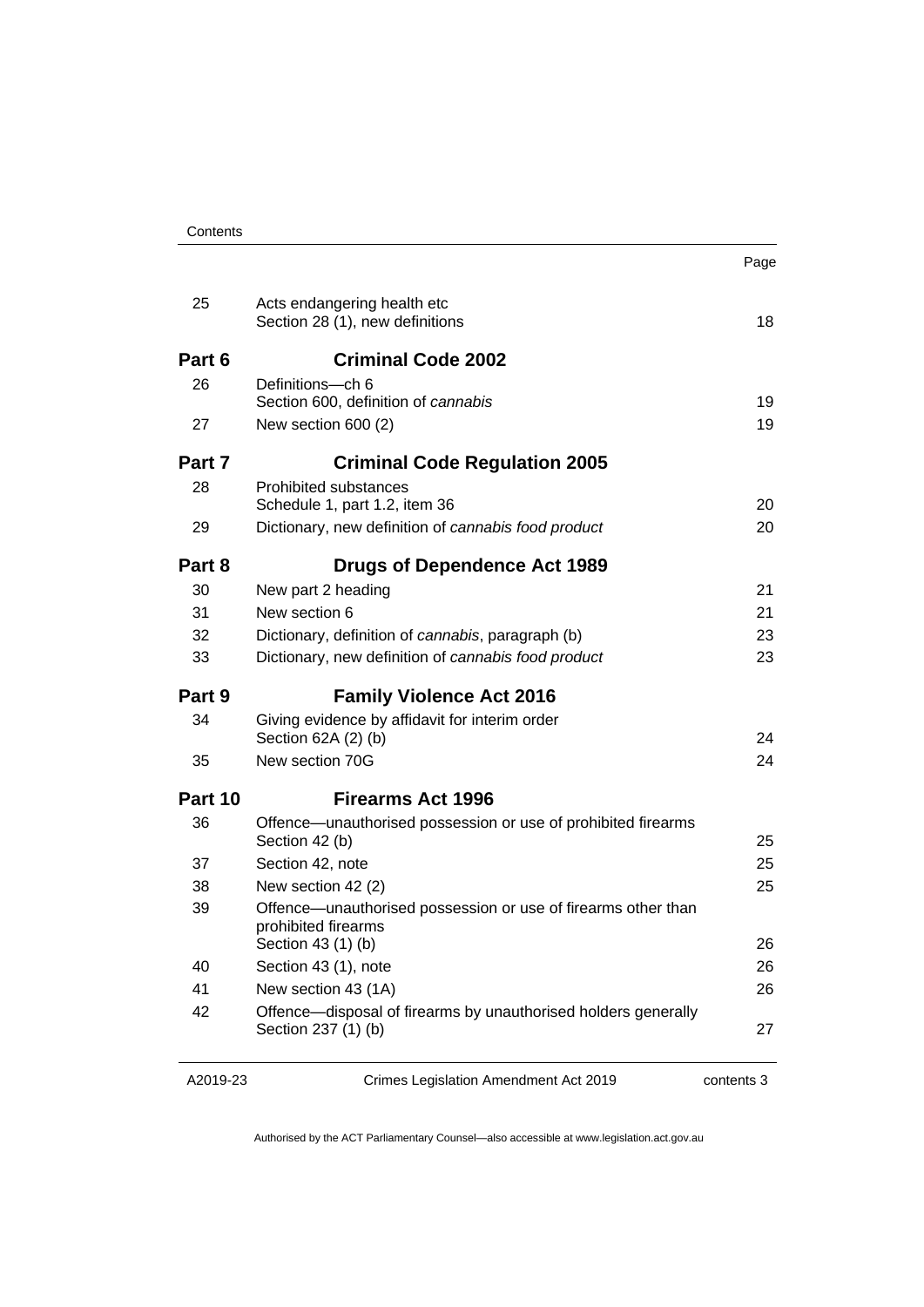| | | Page |
|---|---|---|
| 25 | Acts endangering health etc<br>Section 28 (1), new definitions | 18 |
| **Part 6** | **Criminal Code 2002** | |
| 26 | Definitions—ch 6<br>Section 600, definition of *cannabis* | 19 |
| 27 | New section 600 (2) | 19 |
| **Part 7** | **Criminal Code Regulation 2005** | |
| 28 | Prohibited substances<br>Schedule 1, part 1.2, item 36 | 20 |
| 29 | Dictionary, new definition of *cannabis food product* | 20 |
| **Part 8** | **Drugs of Dependence Act 1989** | |
| 30 | New part 2 heading | 21 |
| 31 | New section 6 | 21 |
| 32 | Dictionary, definition of *cannabis*, paragraph (b) | 23 |
| 33 | Dictionary, new definition of *cannabis food product* | 23 |
| **Part 9** | **Family Violence Act 2016** | |
| 34 | Giving evidence by affidavit for interim order<br>Section 62A (2) (b) | 24 |
| 35 | New section 70G | 24 |
| **Part 10** | **Firearms Act 1996** | |
| 36 | Offence—unauthorised possession or use of prohibited firearms<br>Section 42 (b) | 25 |
| 37 | Section 42, note | 25 |
| 38 | New section 42 (2) | 25 |
| 39 | Offence—unauthorised possession or use of firearms other than prohibited firearms<br>Section 43 (1) (b) | 26 |
| 40 | Section 43 (1), note | 26 |
| 41 | New section 43 (1A) | 26 |
| 42 | Offence—disposal of firearms by unauthorised holders generally<br>Section 237 (1) (b) | 27 |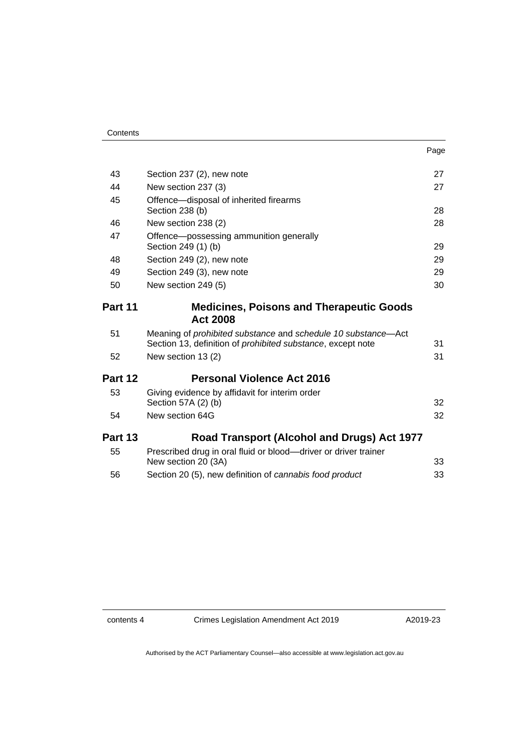| | | Page |
|---|---|---|
| 43 | Section 237 (2), new note | 27 |
| 44 | New section 237 (3) | 27 |
| 45 | Offence—disposal of inherited firearms<br>Section 238 (b) | 28 |
| 46 | New section 238 (2) | 28 |
| 47 | Offence—possessing ammunition generally<br>Section 249 (1) (b) | 29 |
| 48 | Section 249 (2), new note | 29 |
| 49 | Section 249 (3), new note | 29 |
| 50 | New section 249 (5) | 30 |

## Part 11 Medicines, Poisons and Therapeutic Goods Act 2008

| | | |
|---|---|---|
| 51 | Meaning of *prohibited substance* and *schedule 10 substance*—Act<br>Section 13, definition of *prohibited substance*, except note | 31 |
| 52 | New section 13 (2) | 31 |

## Part 12 Personal Violence Act 2016

| | | |
|---|---|---|
| 53 | Giving evidence by affidavit for interim order<br>Section 57A (2) (b) | 32 |
| 54 | New section 64G | 32 |

## Part 13 Road Transport (Alcohol and Drugs) Act 1977

| | | |
|---|---|---|
| 55 | Prescribed drug in oral fluid or blood—driver or driver trainer<br>New section 20 (3A) | 33 |
| 56 | Section 20 (5), new definition of *cannabis food product* | 33 |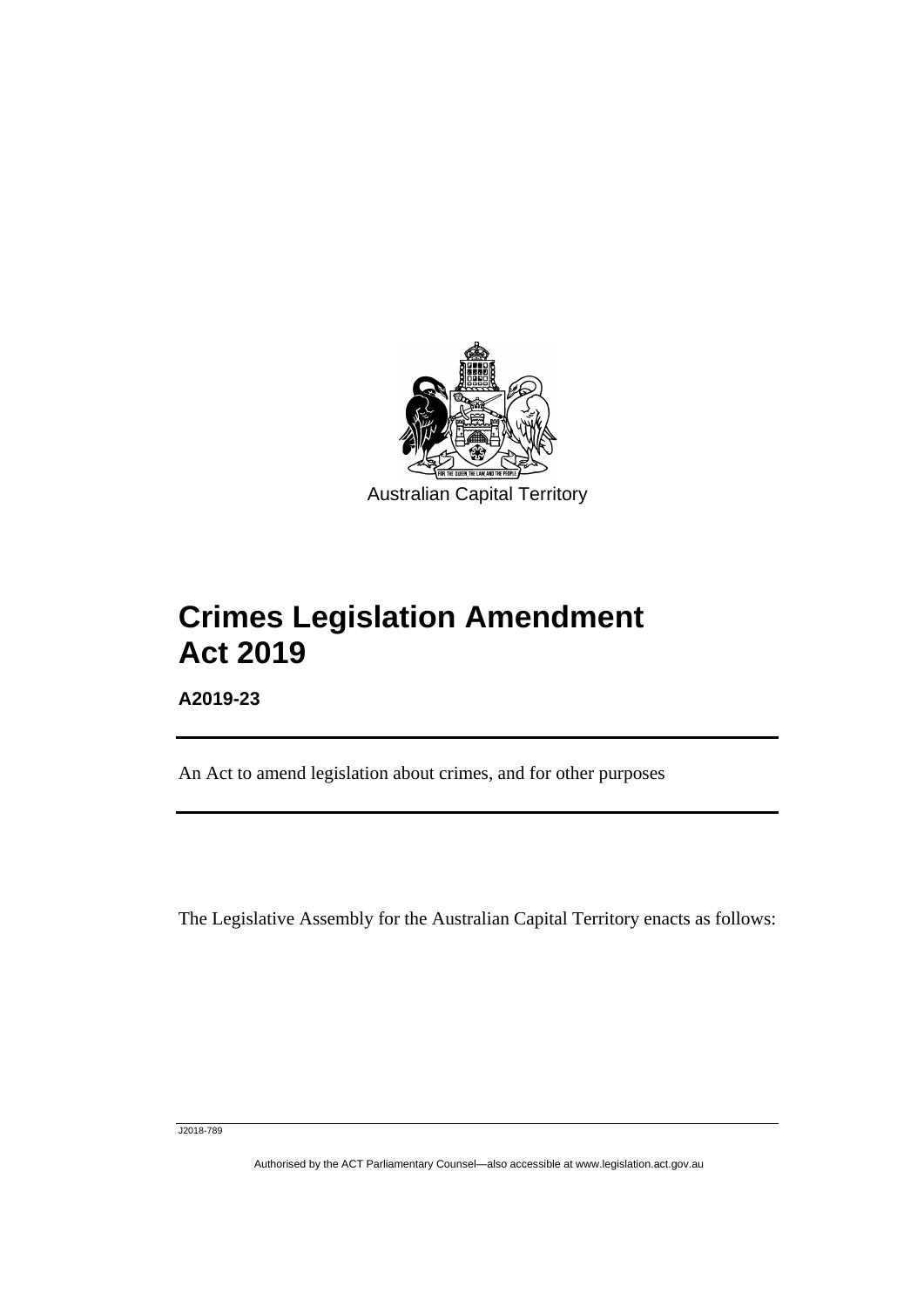Australian Capital Territory

# Crimes Legislation Amendment Act 2019

**A2019-23**

An Act to amend legislation about crimes, and for other purposes

The Legislative Assembly for the Australian Capital Territory enacts as follows: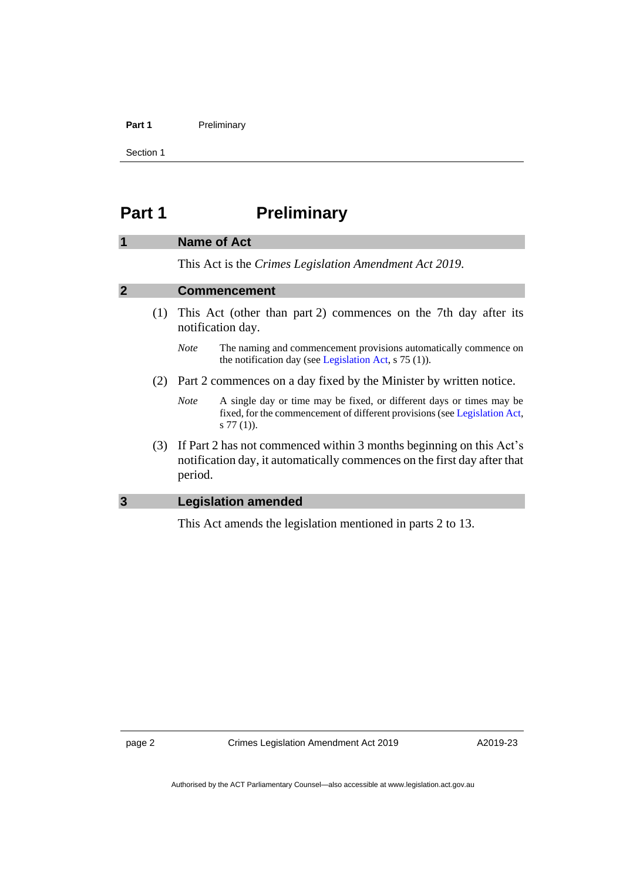# Part 1 Preliminary

## 1 Name of Act

This Act is the *Crimes Legislation Amendment Act 2019*.

## 2 Commencement

(1) This Act (other than part 2) commences on the 7th day after its notification day.

*Note* The naming and commencement provisions automatically commence on the notification day (see Legislation Act, s 75 (1)).

(2) Part 2 commences on a day fixed by the Minister by written notice.

*Note* A single day or time may be fixed, or different days or times may be fixed, for the commencement of different provisions (see Legislation Act, s 77 (1)).

(3) If Part 2 has not commenced within 3 months beginning on this Act's notification day, it automatically commences on the first day after that period.

## 3 Legislation amended

This Act amends the legislation mentioned in parts 2 to 13.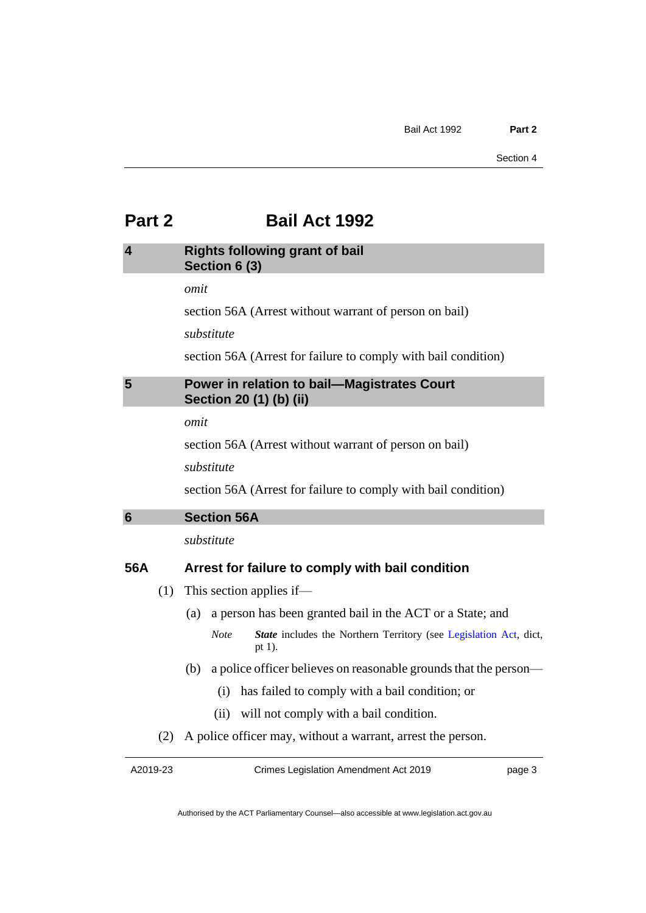# Part 2 Bail Act 1992

## 4 Rights following grant of bail
## Section 6 (3)

*omit*

section 56A (Arrest without warrant of person on bail)

*substitute*

section 56A (Arrest for failure to comply with bail condition)

## 5 Power in relation to bail—Magistrates Court
## Section 20 (1) (b) (ii)

*omit*

section 56A (Arrest without warrant of person on bail)

*substitute*

section 56A (Arrest for failure to comply with bail condition)

## 6 Section 56A

*substitute*

### 56A Arrest for failure to comply with bail condition

(1) This section applies if—

(a) a person has been granted bail in the ACT or a State; and

*Note* ***State*** includes the Northern Territory (see Legislation Act, dict, pt 1).

(b) a police officer believes on reasonable grounds that the person—

(i) has failed to comply with a bail condition; or

(ii) will not comply with a bail condition.

(2) A police officer may, without a warrant, arrest the person.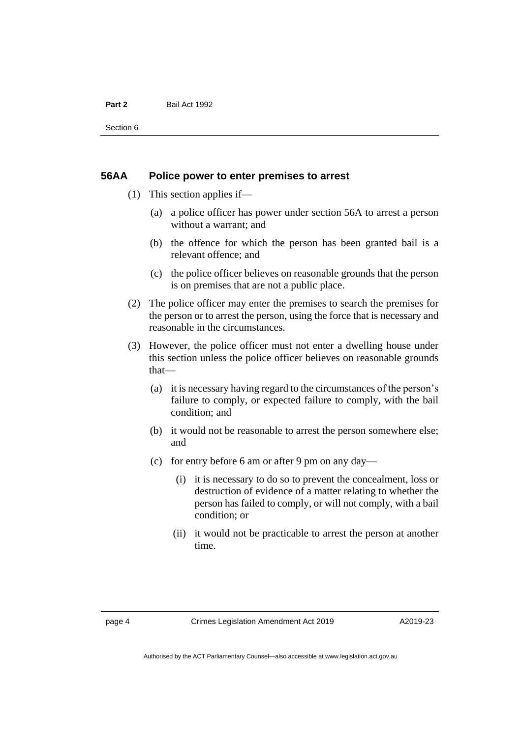### 56AA Police power to enter premises to arrest

(1) This section applies if—

(a) a police officer has power under section 56A to arrest a person without a warrant; and

(b) the offence for which the person has been granted bail is a relevant offence; and

(c) the police officer believes on reasonable grounds that the person is on premises that are not a public place.

(2) The police officer may enter the premises to search the premises for the person or to arrest the person, using the force that is necessary and reasonable in the circumstances.

(3) However, the police officer must not enter a dwelling house under this section unless the police officer believes on reasonable grounds that—

(a) it is necessary having regard to the circumstances of the person's failure to comply, or expected failure to comply, with the bail condition; and

(b) it would not be reasonable to arrest the person somewhere else; and

(c) for entry before 6 am or after 9 pm on any day—

(i) it is necessary to do so to prevent the concealment, loss or destruction of evidence of a matter relating to whether the person has failed to comply, or will not comply, with a bail condition; or

(ii) it would not be practicable to arrest the person at another time.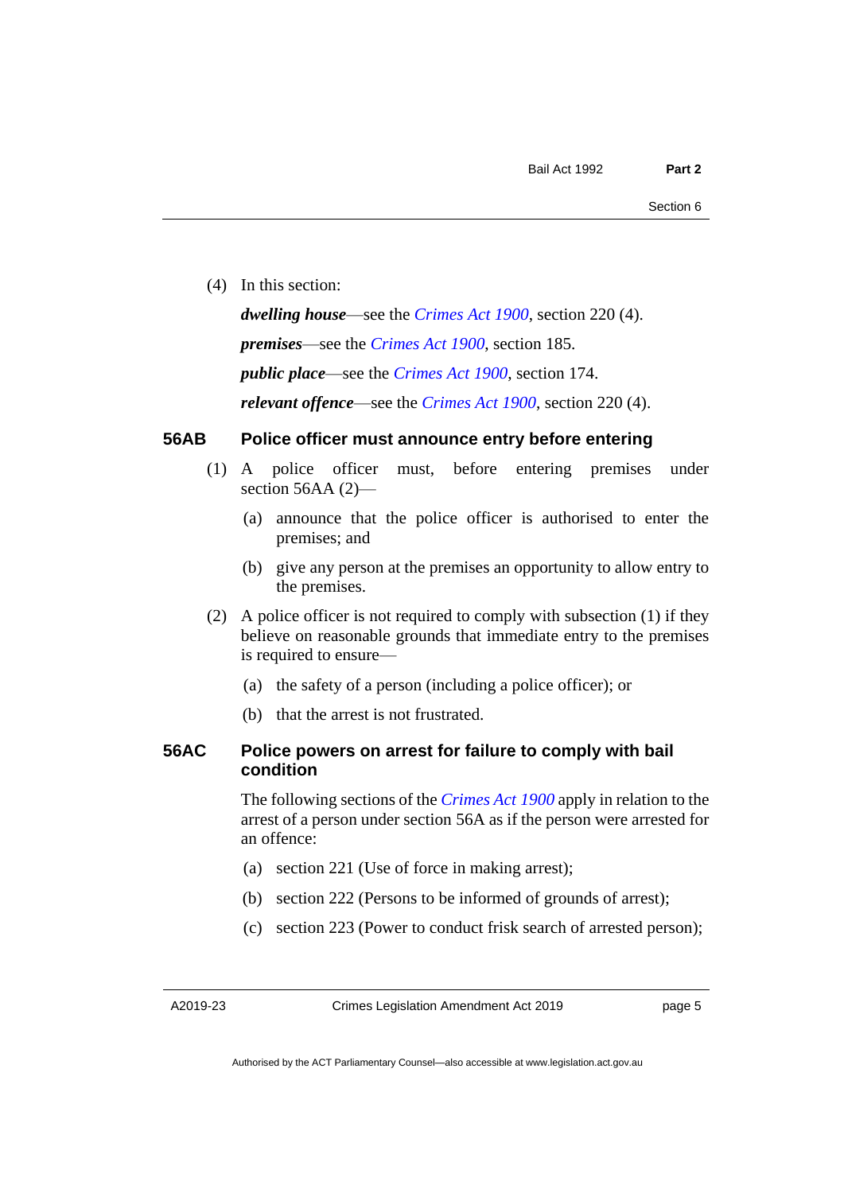(4) In this section:

***dwelling house***—see the *Crimes Act 1900*, section 220 (4).

***premises***—see the *Crimes Act 1900*, section 185.

***public place***—see the *Crimes Act 1900*, section 174.

***relevant offence***—see the *Crimes Act 1900*, section 220 (4).

### 56AB Police officer must announce entry before entering

(1) A police officer must, before entering premises under section 56AA (2)—

(a) announce that the police officer is authorised to enter the premises; and

(b) give any person at the premises an opportunity to allow entry to the premises.

(2) A police officer is not required to comply with subsection (1) if they believe on reasonable grounds that immediate entry to the premises is required to ensure—

(a) the safety of a person (including a police officer); or

(b) that the arrest is not frustrated.

### 56AC Police powers on arrest for failure to comply with bail condition

The following sections of the *Crimes Act 1900* apply in relation to the arrest of a person under section 56A as if the person were arrested for an offence:

(a) section 221 (Use of force in making arrest);

(b) section 222 (Persons to be informed of grounds of arrest);

(c) section 223 (Power to conduct frisk search of arrested person);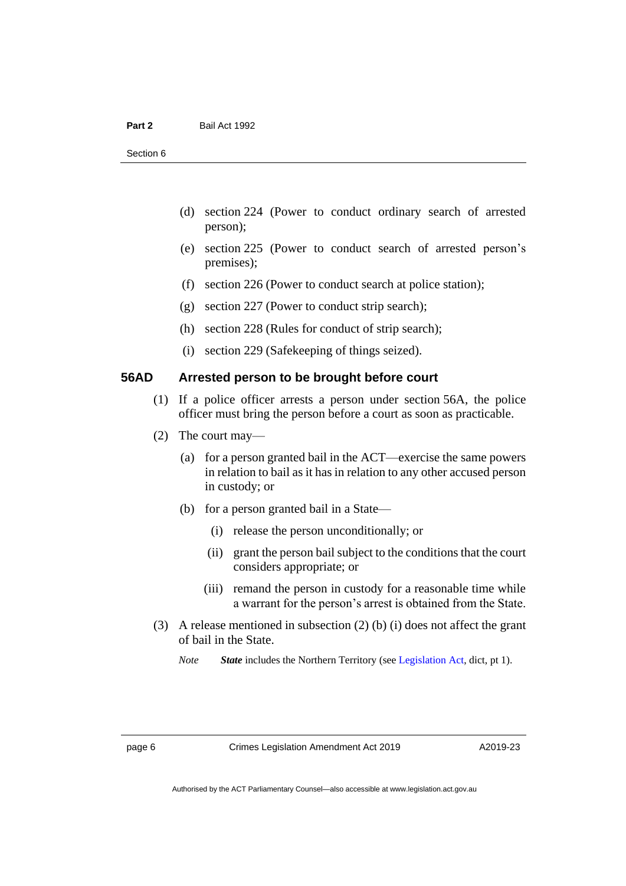(d) section 224 (Power to conduct ordinary search of arrested person);

(e) section 225 (Power to conduct search of arrested person's premises);

(f) section 226 (Power to conduct search at police station);

(g) section 227 (Power to conduct strip search);

(h) section 228 (Rules for conduct of strip search);

(i) section 229 (Safekeeping of things seized).

### 56AD Arrested person to be brought before court

(1) If a police officer arrests a person under section 56A, the police officer must bring the person before a court as soon as practicable.

(2) The court may—

(a) for a person granted bail in the ACT—exercise the same powers in relation to bail as it has in relation to any other accused person in custody; or

(b) for a person granted bail in a State—

(i) release the person unconditionally; or

(ii) grant the person bail subject to the conditions that the court considers appropriate; or

(iii) remand the person in custody for a reasonable time while a warrant for the person's arrest is obtained from the State.

(3) A release mentioned in subsection (2) (b) (i) does not affect the grant of bail in the State.

*Note* ***State*** includes the Northern Territory (see Legislation Act, dict, pt 1).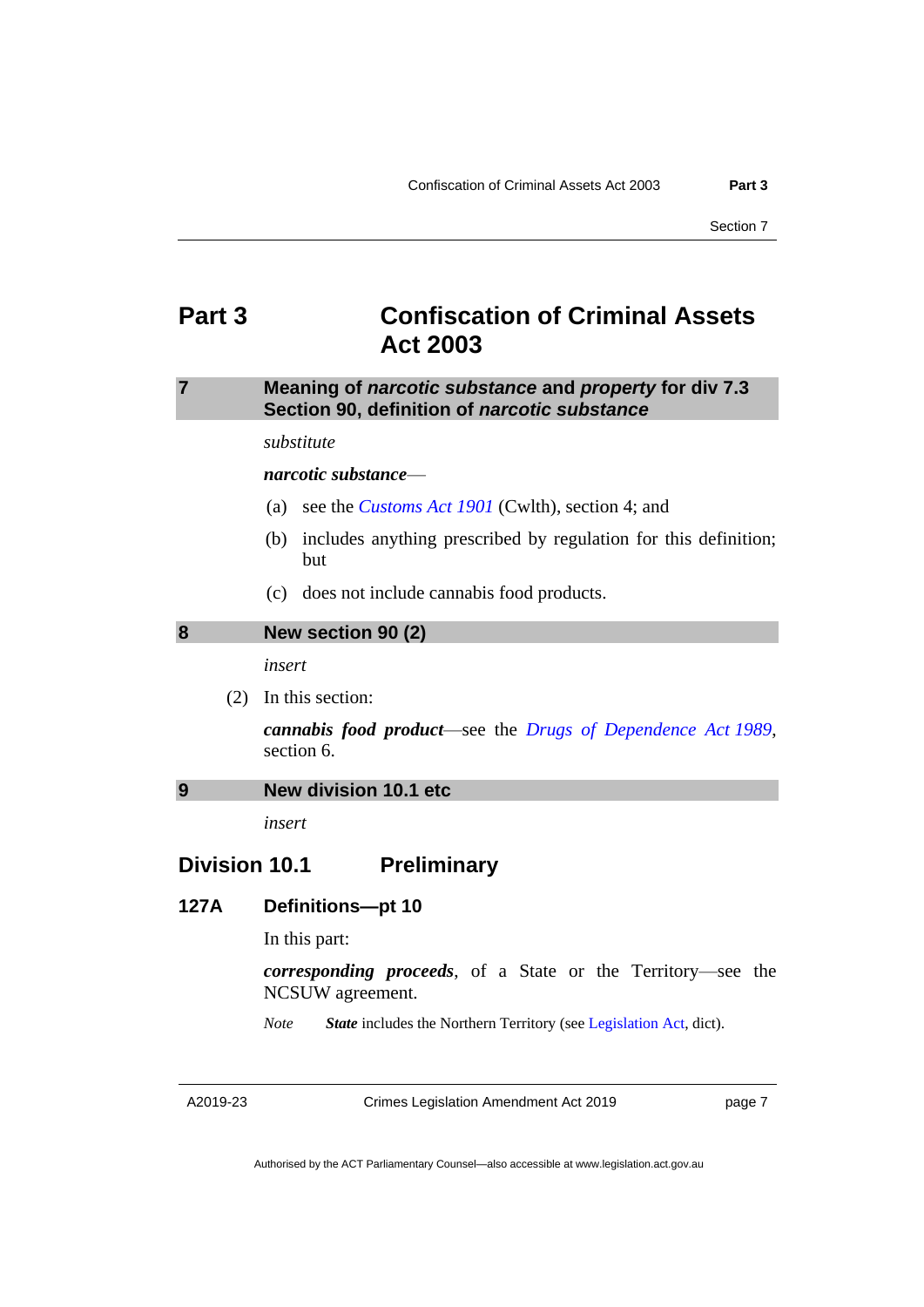# Part 3 Confiscation of Criminal Assets Act 2003

## 7 Meaning of *narcotic substance* and *property* for div 7.3 Section 90, definition of *narcotic substance*

*substitute*

***narcotic substance***—

(a) see the *Customs Act 1901* (Cwlth), section 4; and

(b) includes anything prescribed by regulation for this definition; but

(c) does not include cannabis food products.

## 8 New section 90 (2)

*insert*

(2) In this section:

***cannabis food product***—see the *Drugs of Dependence Act 1989*, section 6.

## 9 New division 10.1 etc

*insert*

## Division 10.1 Preliminary

### 127A Definitions—pt 10

In this part:

***corresponding proceeds***, of a State or the Territory—see the NCSUW agreement.

*Note* ***State*** includes the Northern Territory (see Legislation Act, dict).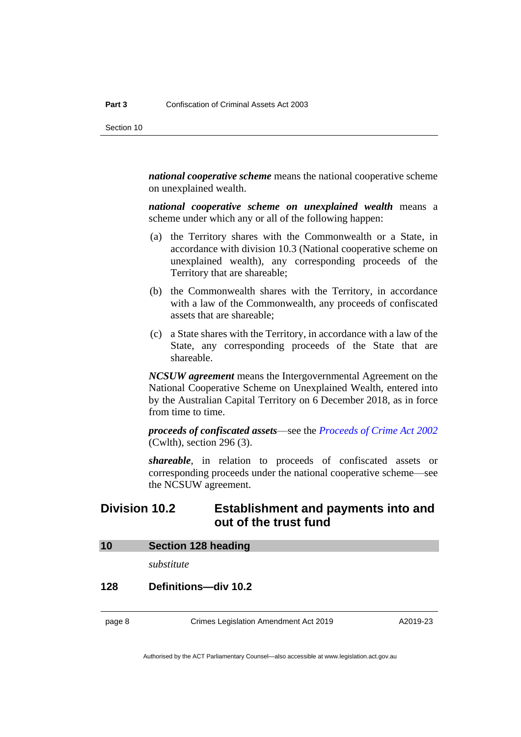***national cooperative scheme*** means the national cooperative scheme on unexplained wealth.

***national cooperative scheme on unexplained wealth*** means a scheme under which any or all of the following happen:

(a) the Territory shares with the Commonwealth or a State, in accordance with division 10.3 (National cooperative scheme on unexplained wealth), any corresponding proceeds of the Territory that are shareable;

(b) the Commonwealth shares with the Territory, in accordance with a law of the Commonwealth, any proceeds of confiscated assets that are shareable;

(c) a State shares with the Territory, in accordance with a law of the State, any corresponding proceeds of the State that are shareable.

***NCSUW agreement*** means the Intergovernmental Agreement on the National Cooperative Scheme on Unexplained Wealth, entered into by the Australian Capital Territory on 6 December 2018, as in force from time to time.

***proceeds of confiscated assets***—see the *Proceeds of Crime Act 2002* (Cwlth), section 296 (3).

***shareable***, in relation to proceeds of confiscated assets or corresponding proceeds under the national cooperative scheme—see the NCSUW agreement.

## Division 10.2 Establishment and payments into and out of the trust fund

### 10 Section 128 heading

*substitute*

### 128 Definitions—div 10.2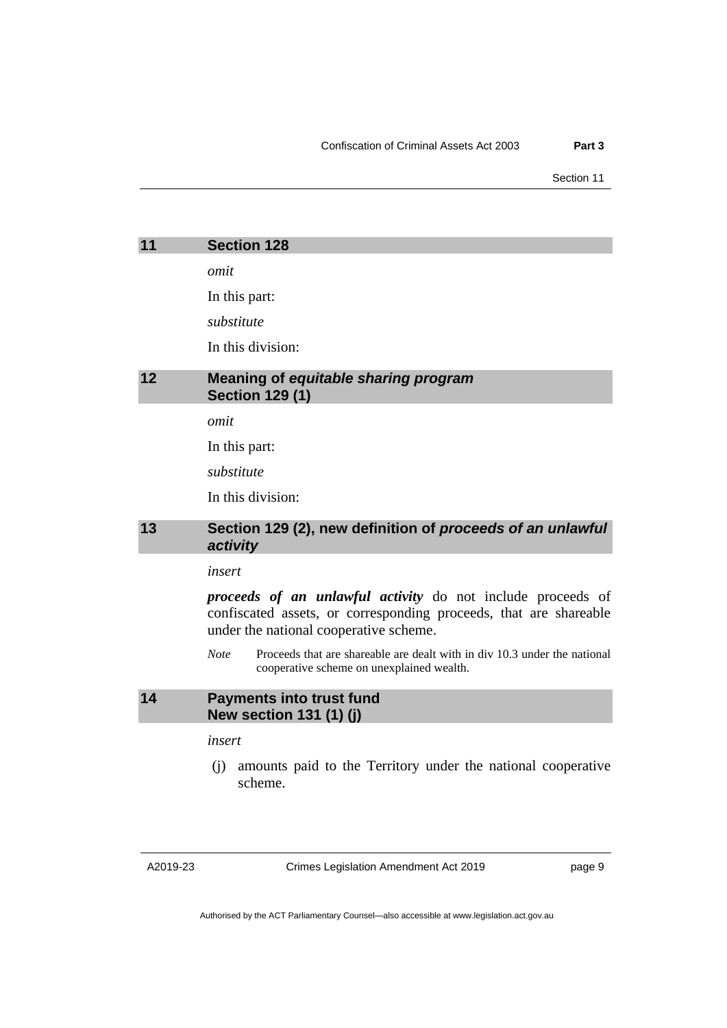## 11 Section 128

*omit*

In this part:

*substitute*

In this division:

## 12 Meaning of *equitable sharing program* Section 129 (1)

*omit*

In this part:

*substitute*

In this division:

## 13 Section 129 (2), new definition of *proceeds of an unlawful activity*

*insert*

***proceeds of an unlawful activity*** do not include proceeds of confiscated assets, or corresponding proceeds, that are shareable under the national cooperative scheme.

*Note* Proceeds that are shareable are dealt with in div 10.3 under the national cooperative scheme on unexplained wealth.

## 14 Payments into trust fund New section 131 (1) (j)

*insert*

(j) amounts paid to the Territory under the national cooperative scheme.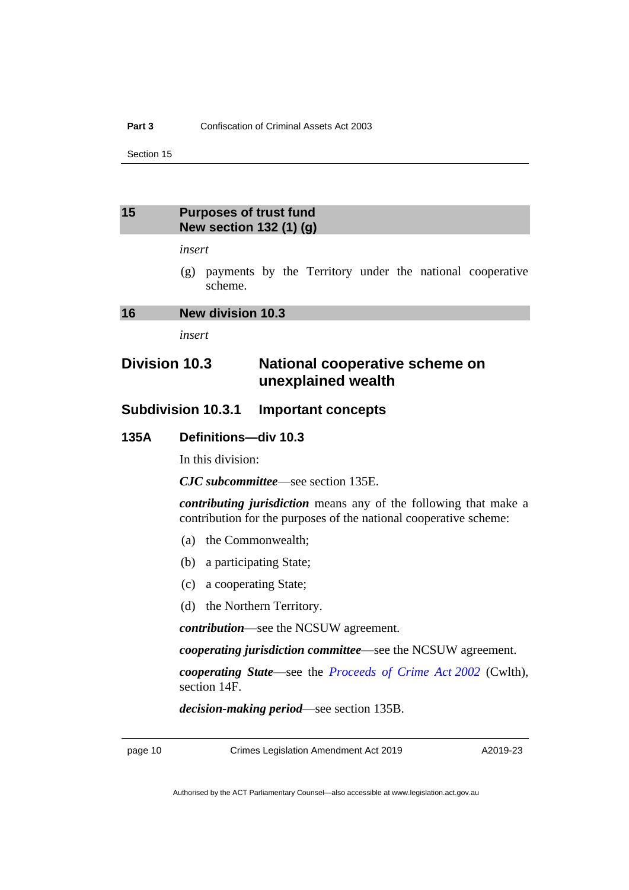## 15 Purposes of trust fund
## New section 132 (1) (g)

*insert*

(g) payments by the Territory under the national cooperative scheme.

## 16 New division 10.3

*insert*

# Division 10.3 National cooperative scheme on unexplained wealth

## Subdivision 10.3.1 Important concepts

### 135A Definitions—div 10.3

In this division:

***CJC subcommittee***—see section 135E.

***contributing jurisdiction*** means any of the following that make a contribution for the purposes of the national cooperative scheme:

(a) the Commonwealth;

(b) a participating State;

(c) a cooperating State;

(d) the Northern Territory.

***contribution***—see the NCSUW agreement.

***cooperating jurisdiction committee***—see the NCSUW agreement.

***cooperating State***—see the *Proceeds of Crime Act 2002* (Cwlth), section 14F.

***decision-making period***—see section 135B.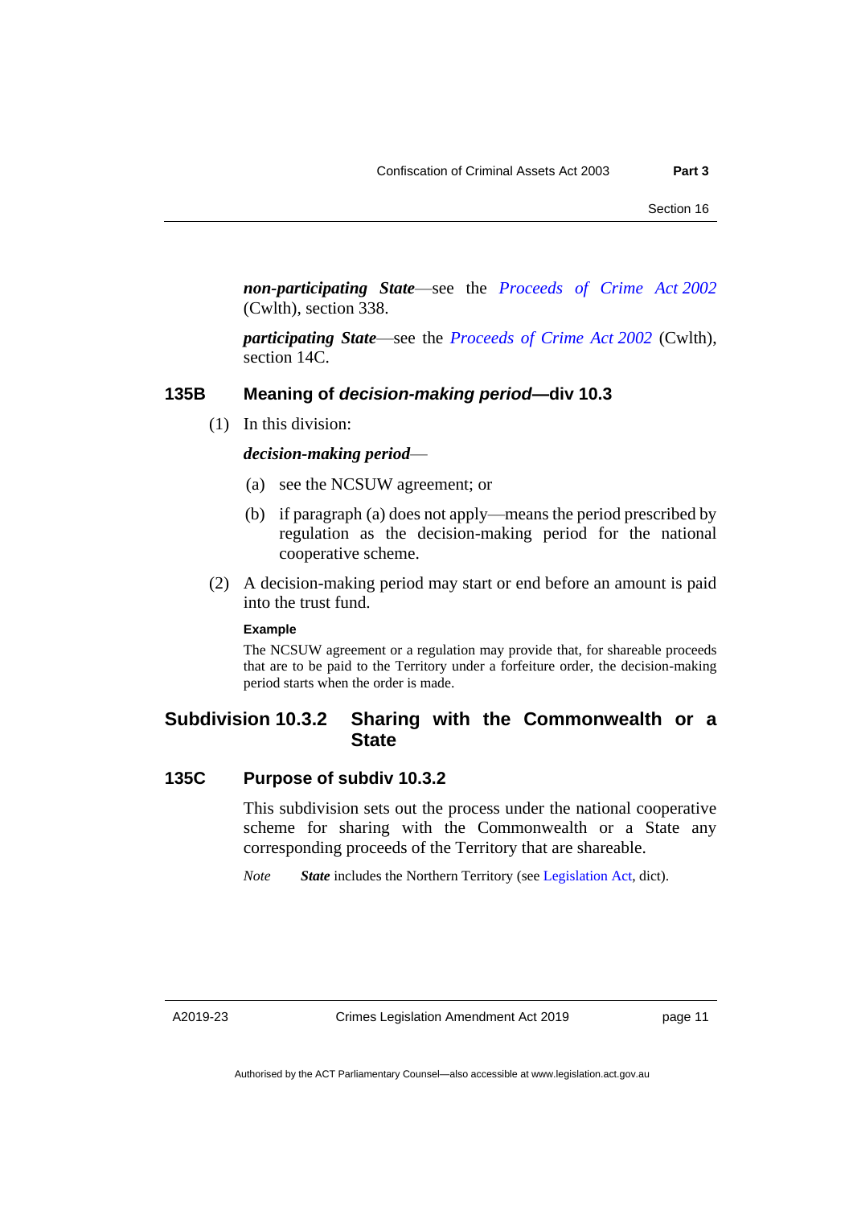***non-participating State***—see the *Proceeds of Crime Act 2002* (Cwlth), section 338.

***participating State***—see the *Proceeds of Crime Act 2002* (Cwlth), section 14C.

### 135B Meaning of *decision-making period*—div 10.3

(1) In this division:

***decision-making period***—

(a) see the NCSUW agreement; or

(b) if paragraph (a) does not apply—means the period prescribed by regulation as the decision-making period for the national cooperative scheme.

(2) A decision-making period may start or end before an amount is paid into the trust fund.

**Example**

The NCSUW agreement or a regulation may provide that, for shareable proceeds that are to be paid to the Territory under a forfeiture order, the decision-making period starts when the order is made.

## Subdivision 10.3.2 Sharing with the Commonwealth or a State

### 135C Purpose of subdiv 10.3.2

This subdivision sets out the process under the national cooperative scheme for sharing with the Commonwealth or a State any corresponding proceeds of the Territory that are shareable.

*Note* ***State*** includes the Northern Territory (see Legislation Act, dict).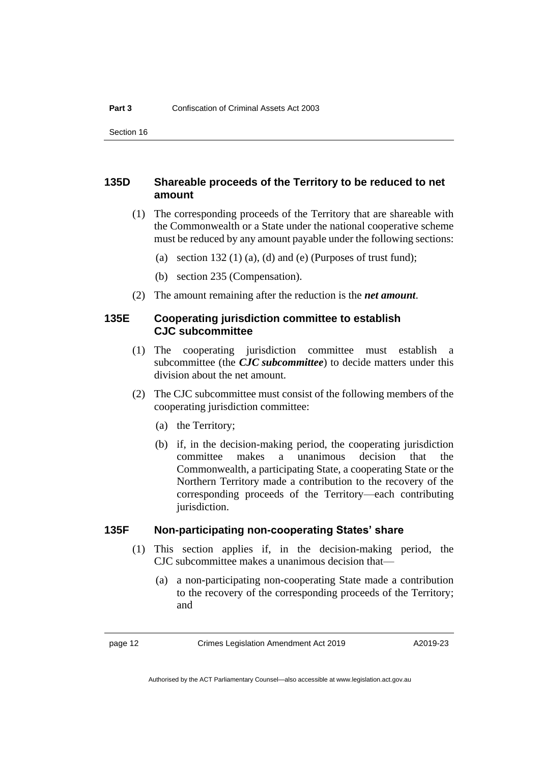### 135D Shareable proceeds of the Territory to be reduced to net amount

(1) The corresponding proceeds of the Territory that are shareable with the Commonwealth or a State under the national cooperative scheme must be reduced by any amount payable under the following sections:

(a) section 132 (1) (a), (d) and (e) (Purposes of trust fund);

(b) section 235 (Compensation).

(2) The amount remaining after the reduction is the ***net amount***.

### 135E Cooperating jurisdiction committee to establish CJC subcommittee

(1) The cooperating jurisdiction committee must establish a subcommittee (the ***CJC subcommittee***) to decide matters under this division about the net amount.

(2) The CJC subcommittee must consist of the following members of the cooperating jurisdiction committee:

(a) the Territory;

(b) if, in the decision-making period, the cooperating jurisdiction committee makes a unanimous decision that the Commonwealth, a participating State, a cooperating State or the Northern Territory made a contribution to the recovery of the corresponding proceeds of the Territory—each contributing jurisdiction.

### 135F Non-participating non-cooperating States' share

(1) This section applies if, in the decision-making period, the CJC subcommittee makes a unanimous decision that—

(a) a non-participating non-cooperating State made a contribution to the recovery of the corresponding proceeds of the Territory; and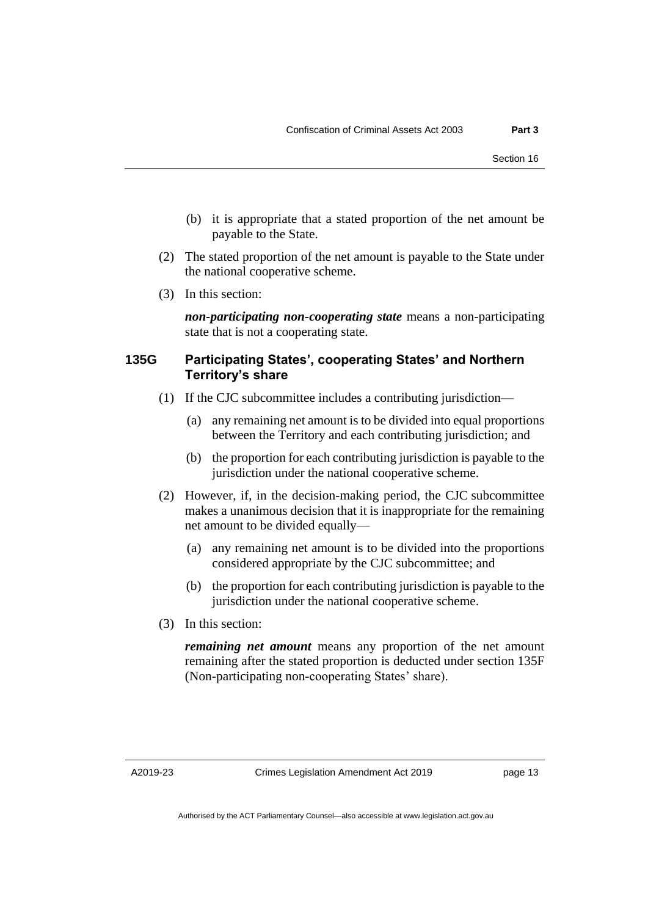(b) it is appropriate that a stated proportion of the net amount be payable to the State.

(2) The stated proportion of the net amount is payable to the State under the national cooperative scheme.

(3) In this section:

***non-participating non-cooperating state*** means a non-participating state that is not a cooperating state.

### 135G Participating States', cooperating States' and Northern Territory's share

(1) If the CJC subcommittee includes a contributing jurisdiction—

(a) any remaining net amount is to be divided into equal proportions between the Territory and each contributing jurisdiction; and

(b) the proportion for each contributing jurisdiction is payable to the jurisdiction under the national cooperative scheme.

(2) However, if, in the decision-making period, the CJC subcommittee makes a unanimous decision that it is inappropriate for the remaining net amount to be divided equally—

(a) any remaining net amount is to be divided into the proportions considered appropriate by the CJC subcommittee; and

(b) the proportion for each contributing jurisdiction is payable to the jurisdiction under the national cooperative scheme.

(3) In this section:

***remaining net amount*** means any proportion of the net amount remaining after the stated proportion is deducted under section 135F (Non-participating non-cooperating States' share).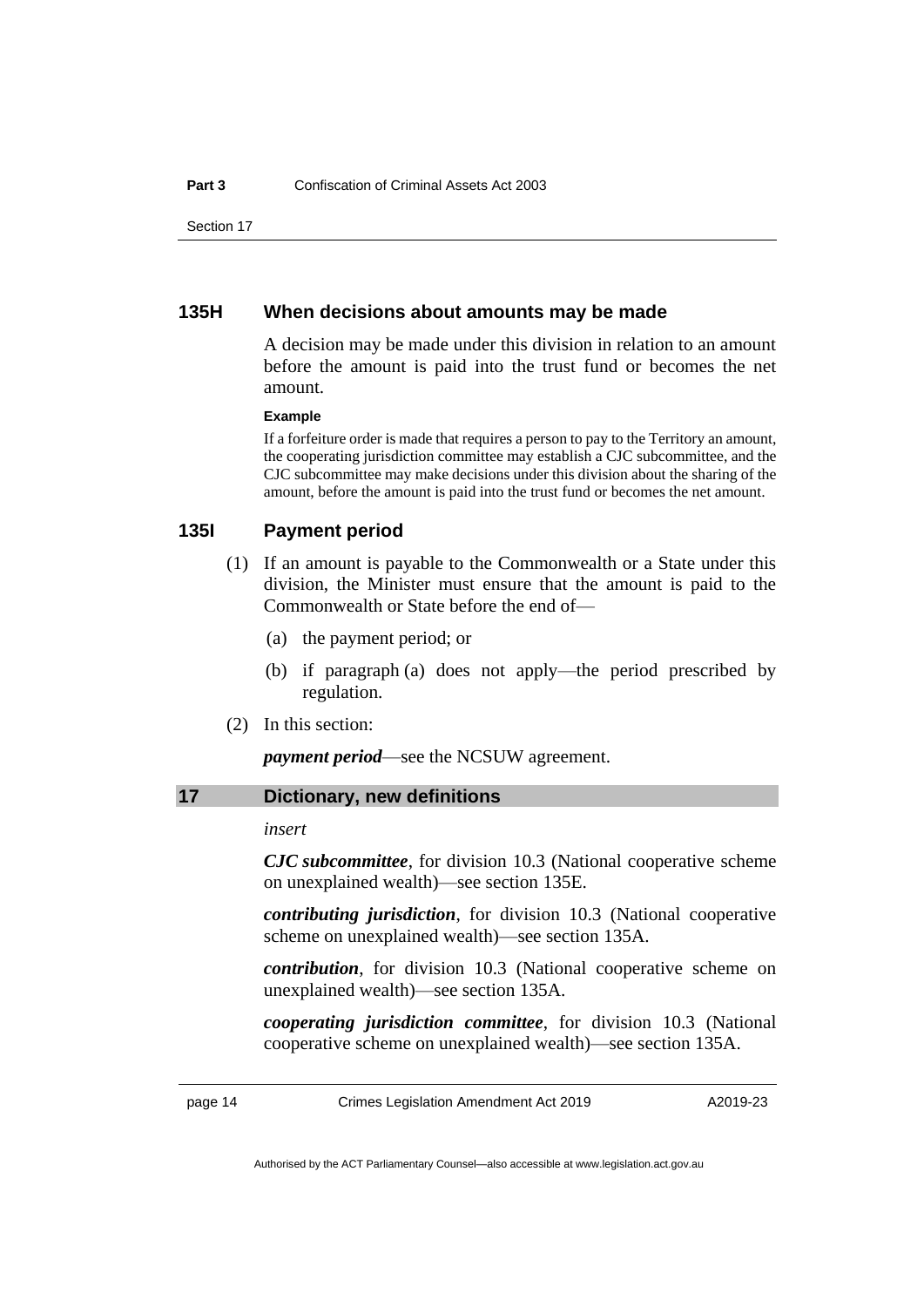### 135H When decisions about amounts may be made

A decision may be made under this division in relation to an amount before the amount is paid into the trust fund or becomes the net amount.

**Example**

If a forfeiture order is made that requires a person to pay to the Territory an amount, the cooperating jurisdiction committee may establish a CJC subcommittee, and the CJC subcommittee may make decisions under this division about the sharing of the amount, before the amount is paid into the trust fund or becomes the net amount.

### 135I Payment period

(1) If an amount is payable to the Commonwealth or a State under this division, the Minister must ensure that the amount is paid to the Commonwealth or State before the end of—

(a) the payment period; or

(b) if paragraph (a) does not apply—the period prescribed by regulation.

(2) In this section:

***payment period***—see the NCSUW agreement.

## 17 Dictionary, new definitions

*insert*

***CJC subcommittee***, for division 10.3 (National cooperative scheme on unexplained wealth)—see section 135E.

***contributing jurisdiction***, for division 10.3 (National cooperative scheme on unexplained wealth)—see section 135A.

***contribution***, for division 10.3 (National cooperative scheme on unexplained wealth)—see section 135A.

***cooperating jurisdiction committee***, for division 10.3 (National cooperative scheme on unexplained wealth)—see section 135A.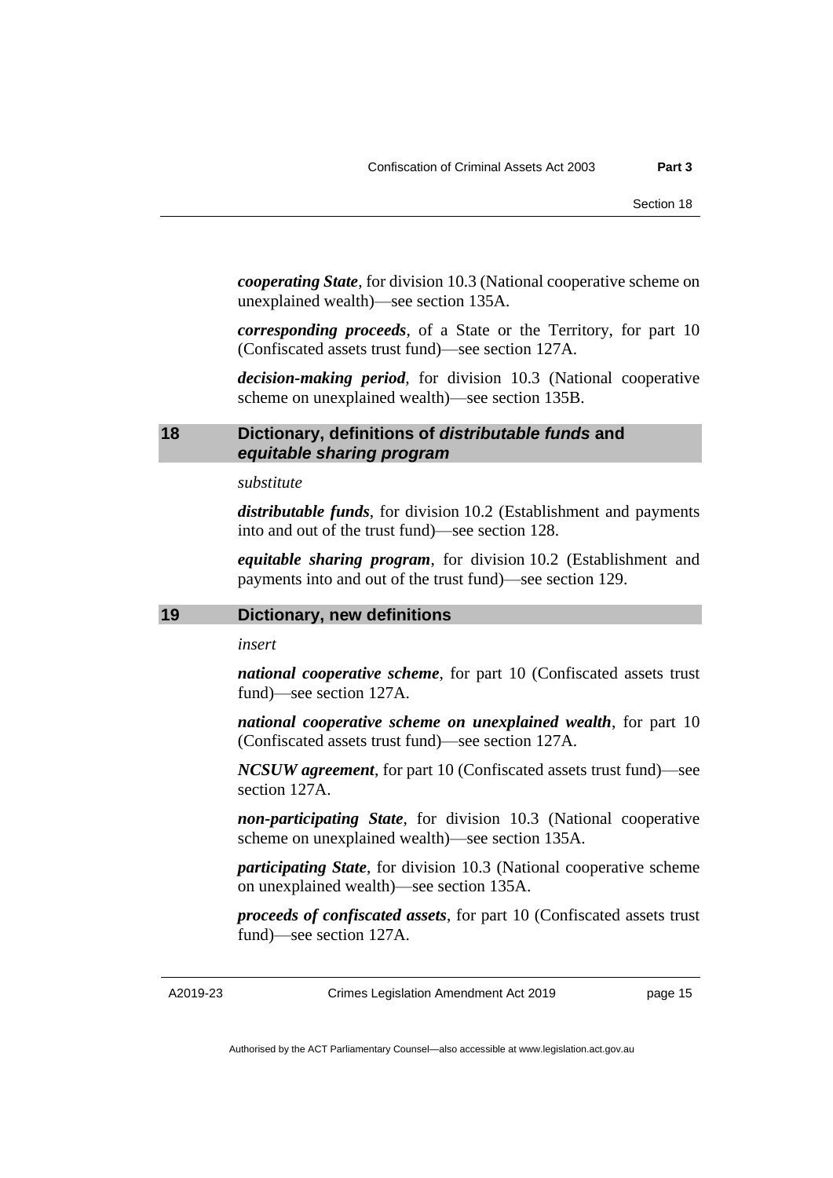***cooperating State***, for division 10.3 (National cooperative scheme on unexplained wealth)—see section 135A.

***corresponding proceeds***, of a State or the Territory, for part 10 (Confiscated assets trust fund)—see section 127A.

***decision-making period***, for division 10.3 (National cooperative scheme on unexplained wealth)—see section 135B.

## 18 Dictionary, definitions of *distributable funds* and *equitable sharing program*

*substitute*

***distributable funds***, for division 10.2 (Establishment and payments into and out of the trust fund)—see section 128.

***equitable sharing program***, for division 10.2 (Establishment and payments into and out of the trust fund)—see section 129.

## 19 Dictionary, new definitions

*insert*

***national cooperative scheme***, for part 10 (Confiscated assets trust fund)—see section 127A.

***national cooperative scheme on unexplained wealth***, for part 10 (Confiscated assets trust fund)—see section 127A.

***NCSUW agreement***, for part 10 (Confiscated assets trust fund)—see section 127A.

***non-participating State***, for division 10.3 (National cooperative scheme on unexplained wealth)—see section 135A.

***participating State***, for division 10.3 (National cooperative scheme on unexplained wealth)—see section 135A.

***proceeds of confiscated assets***, for part 10 (Confiscated assets trust fund)—see section 127A.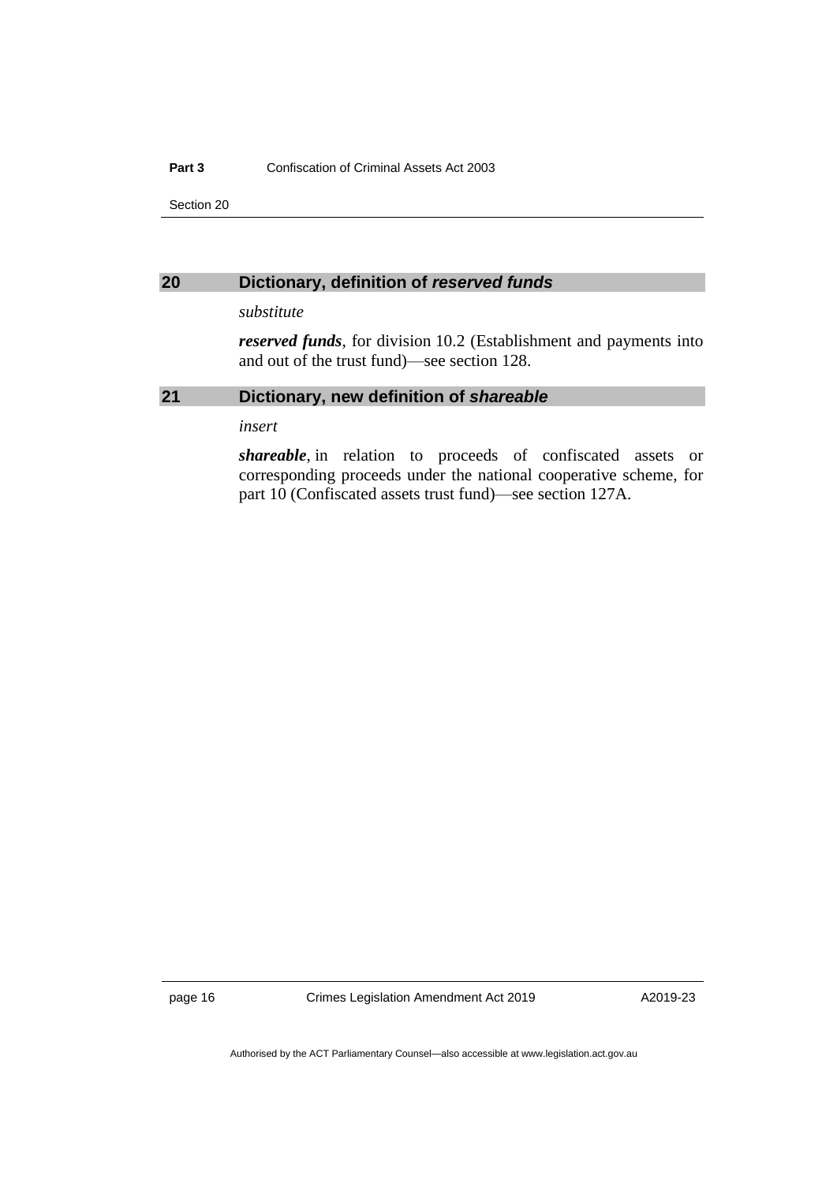## 20 Dictionary, definition of *reserved funds*

*substitute*

***reserved funds***, for division 10.2 (Establishment and payments into and out of the trust fund)—see section 128.

## 21 Dictionary, new definition of *shareable*

*insert*

***shareable***, in relation to proceeds of confiscated assets or corresponding proceeds under the national cooperative scheme, for part 10 (Confiscated assets trust fund)—see section 127A.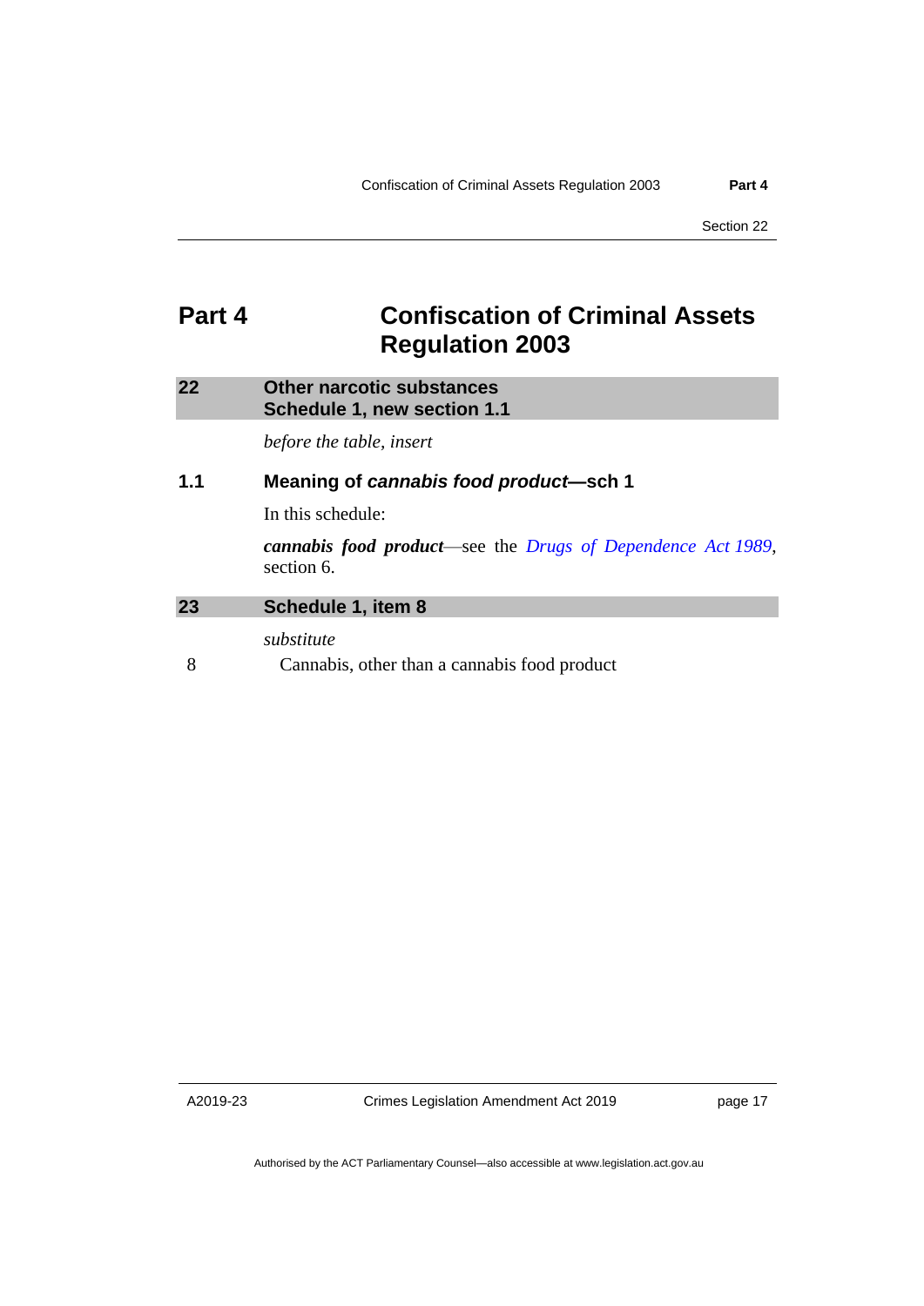# Part 4 Confiscation of Criminal Assets Regulation 2003

## 22 Other narcotic substances Schedule 1, new section 1.1

*before the table, insert*

### 1.1 Meaning of *cannabis food product*—sch 1

In this schedule:

***cannabis food product***—see the *Drugs of Dependence Act 1989*, section 6.

## 23 Schedule 1, item 8

*substitute*

8 Cannabis, other than a cannabis food product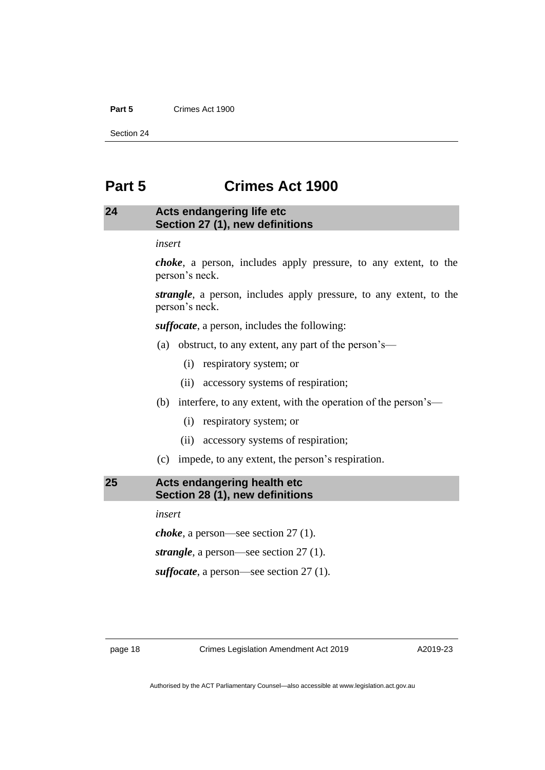# Part 5 Crimes Act 1900

## 24 Acts endangering life etc Section 27 (1), new definitions

*insert*

***choke***, a person, includes apply pressure, to any extent, to the person's neck.

***strangle***, a person, includes apply pressure, to any extent, to the person's neck.

***suffocate***, a person, includes the following:

(a) obstruct, to any extent, any part of the person's—

(i) respiratory system; or

(ii) accessory systems of respiration;

(b) interfere, to any extent, with the operation of the person's—

(i) respiratory system; or

(ii) accessory systems of respiration;

(c) impede, to any extent, the person's respiration.

## 25 Acts endangering health etc Section 28 (1), new definitions

*insert*

***choke***, a person—see section 27 (1).

***strangle***, a person—see section 27 (1).

***suffocate***, a person—see section 27 (1).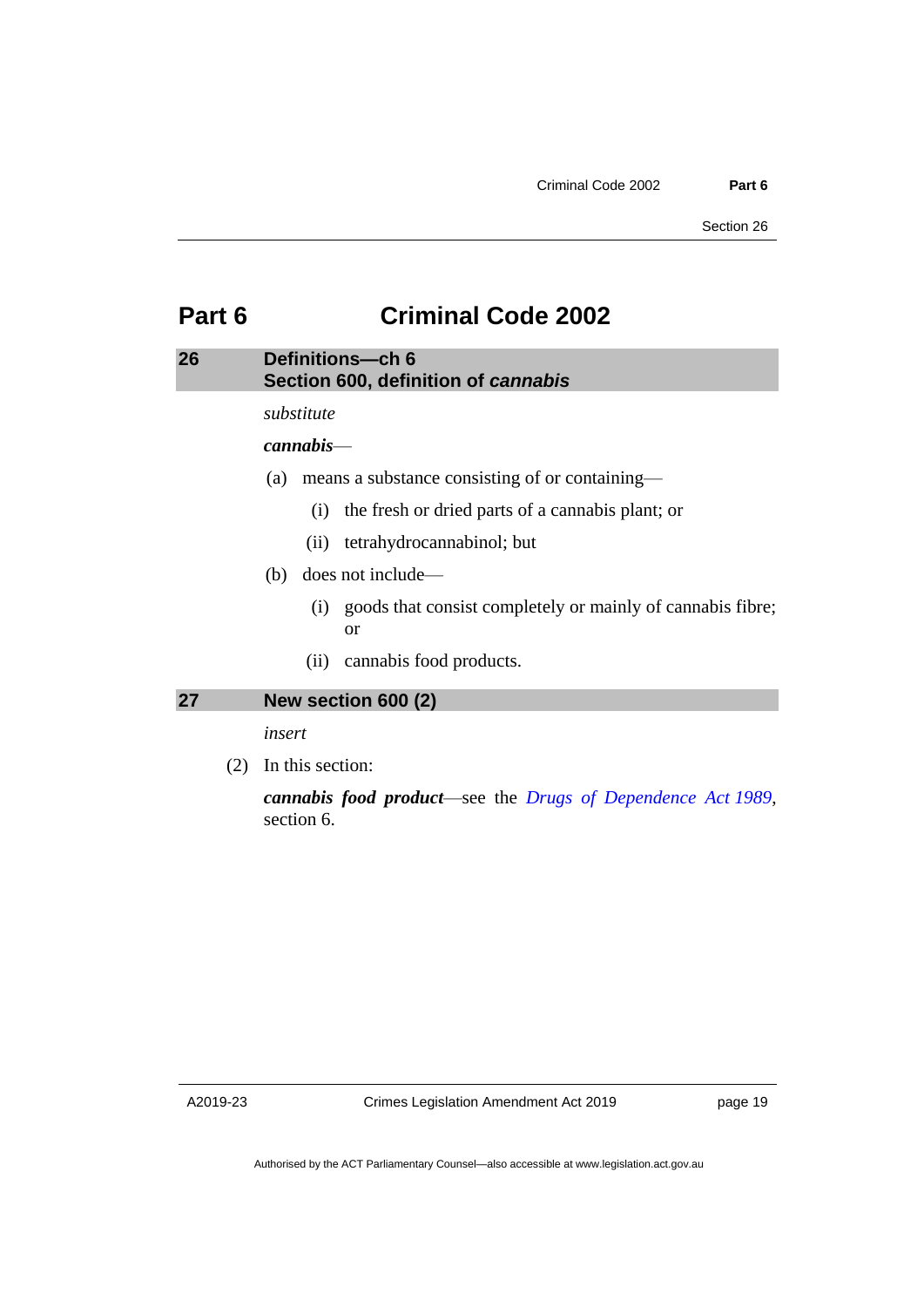# Part 6 Criminal Code 2002

## 26 Definitions—ch 6
## Section 600, definition of *cannabis*

*substitute*

***cannabis***—

(a) means a substance consisting of or containing—

 (i) the fresh or dried parts of a cannabis plant; or

 (ii) tetrahydrocannabinol; but

(b) does not include—

 (i) goods that consist completely or mainly of cannabis fibre; or

 (ii) cannabis food products.

## 27 New section 600 (2)

*insert*

(2) In this section:

***cannabis food product***—see the *Drugs of Dependence Act 1989*, section 6.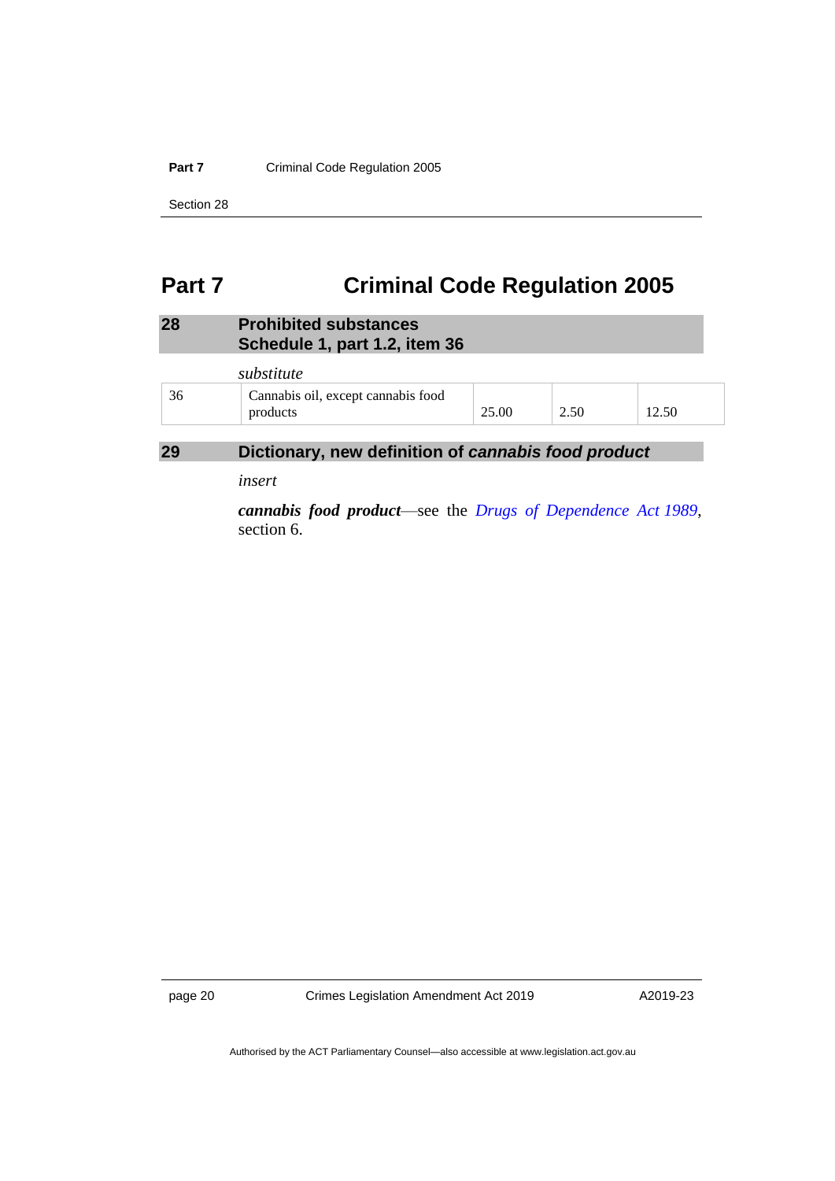# Part 7 Criminal Code Regulation 2005

## 28 Prohibited substances
## Schedule 1, part 1.2, item 36

*substitute*

| 36 | Cannabis oil, except cannabis food products | 25.00 | 2.50 | 12.50 |
|---|---|---|---|---|

## 29 Dictionary, new definition of *cannabis food product*

*insert*

***cannabis food product***—see the *Drugs of Dependence Act 1989*, section 6.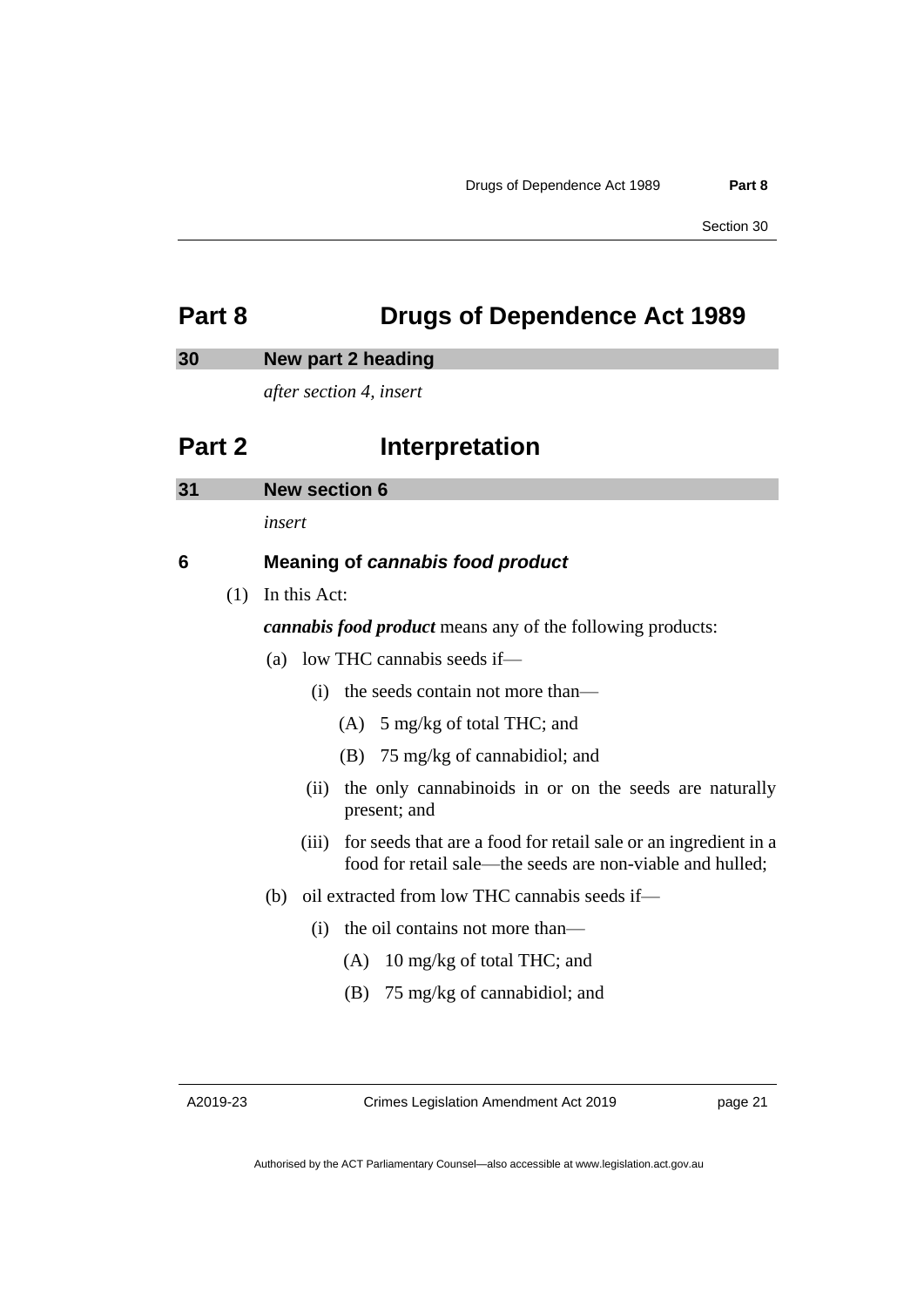# Part 8 Drugs of Dependence Act 1989

## 30 New part 2 heading

*after section 4, insert*

# Part 2 Interpretation

## 31 New section 6

*insert*

### 6 Meaning of *cannabis food product*

(1) In this Act:

***cannabis food product*** means any of the following products:

(a) low THC cannabis seeds if—

(i) the seeds contain not more than—

(A) 5 mg/kg of total THC; and

(B) 75 mg/kg of cannabidiol; and

(ii) the only cannabinoids in or on the seeds are naturally present; and

(iii) for seeds that are a food for retail sale or an ingredient in a food for retail sale—the seeds are non-viable and hulled;

(b) oil extracted from low THC cannabis seeds if—

(i) the oil contains not more than—

(A) 10 mg/kg of total THC; and

(B) 75 mg/kg of cannabidiol; and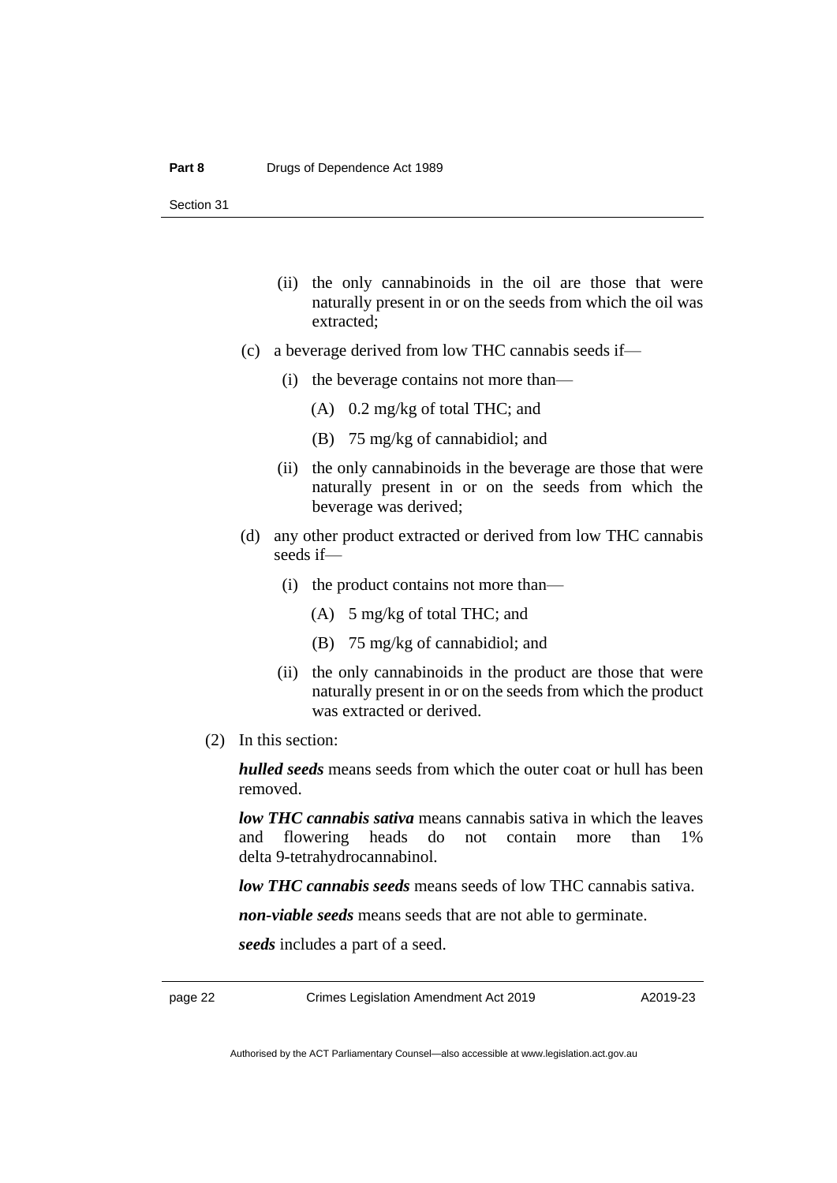(ii) the only cannabinoids in the oil are those that were naturally present in or on the seeds from which the oil was extracted;

(c) a beverage derived from low THC cannabis seeds if—

(i) the beverage contains not more than—

(A) 0.2 mg/kg of total THC; and

(B) 75 mg/kg of cannabidiol; and

(ii) the only cannabinoids in the beverage are those that were naturally present in or on the seeds from which the beverage was derived;

(d) any other product extracted or derived from low THC cannabis seeds if—

(i) the product contains not more than—

(A) 5 mg/kg of total THC; and

(B) 75 mg/kg of cannabidiol; and

(ii) the only cannabinoids in the product are those that were naturally present in or on the seeds from which the product was extracted or derived.

(2) In this section:

***hulled seeds*** means seeds from which the outer coat or hull has been removed.

***low THC cannabis sativa*** means cannabis sativa in which the leaves and flowering heads do not contain more than 1% delta 9-tetrahydrocannabinol.

***low THC cannabis seeds*** means seeds of low THC cannabis sativa.

***non-viable seeds*** means seeds that are not able to germinate.

***seeds*** includes a part of a seed.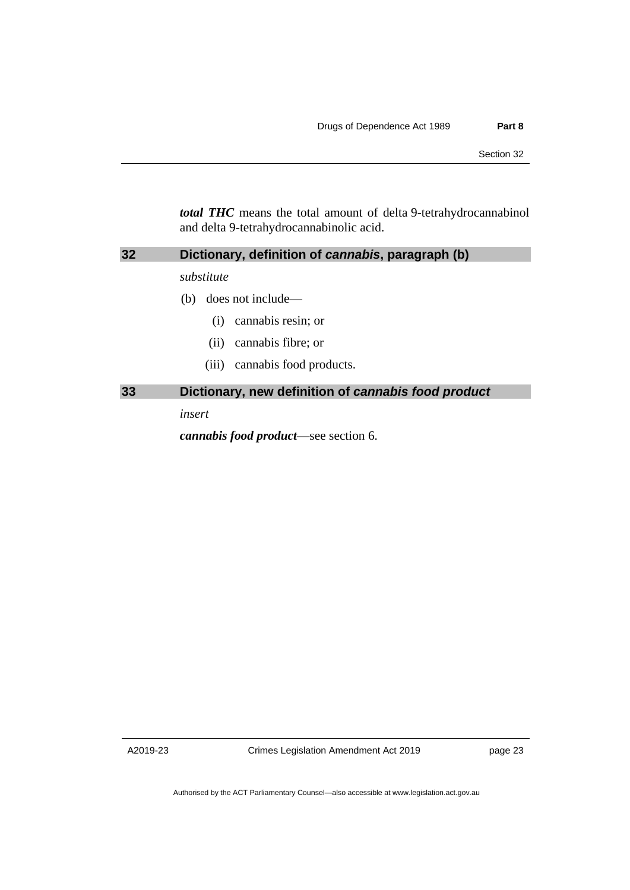***total THC*** means the total amount of delta 9-tetrahydrocannabinol and delta 9-tetrahydrocannabinolic acid.

## 32 Dictionary, definition of *cannabis*, paragraph (b)

*substitute*

(b) does not include—

(i) cannabis resin; or

(ii) cannabis fibre; or

(iii) cannabis food products.

## 33 Dictionary, new definition of *cannabis food product*

*insert*

***cannabis food product***—see section 6.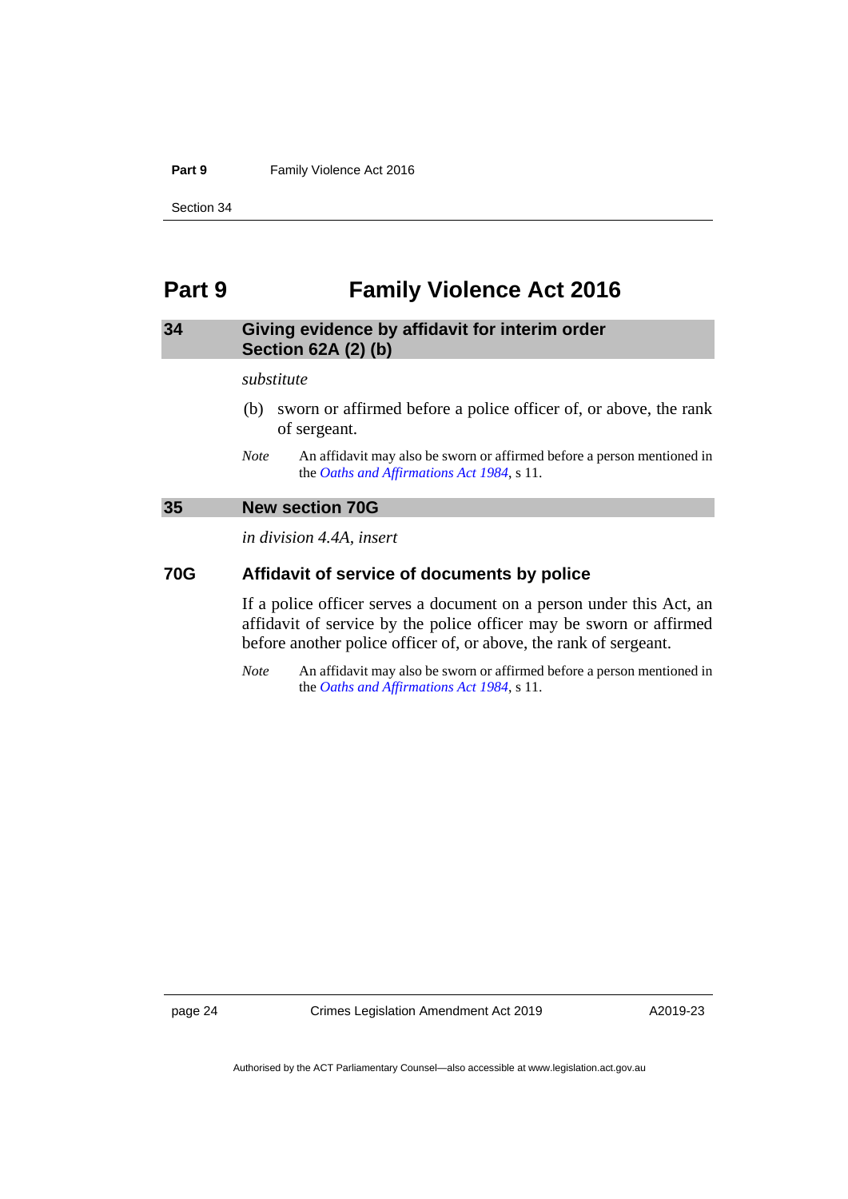# Part 9 Family Violence Act 2016

## 34 Giving evidence by affidavit for interim order Section 62A (2) (b)

*substitute*

(b) sworn or affirmed before a police officer of, or above, the rank of sergeant.

*Note* An affidavit may also be sworn or affirmed before a person mentioned in the *Oaths and Affirmations Act 1984*, s 11.

## 35 New section 70G

*in division 4.4A, insert*

### 70G Affidavit of service of documents by police

If a police officer serves a document on a person under this Act, an affidavit of service by the police officer may be sworn or affirmed before another police officer of, or above, the rank of sergeant.

*Note* An affidavit may also be sworn or affirmed before a person mentioned in the *Oaths and Affirmations Act 1984*, s 11.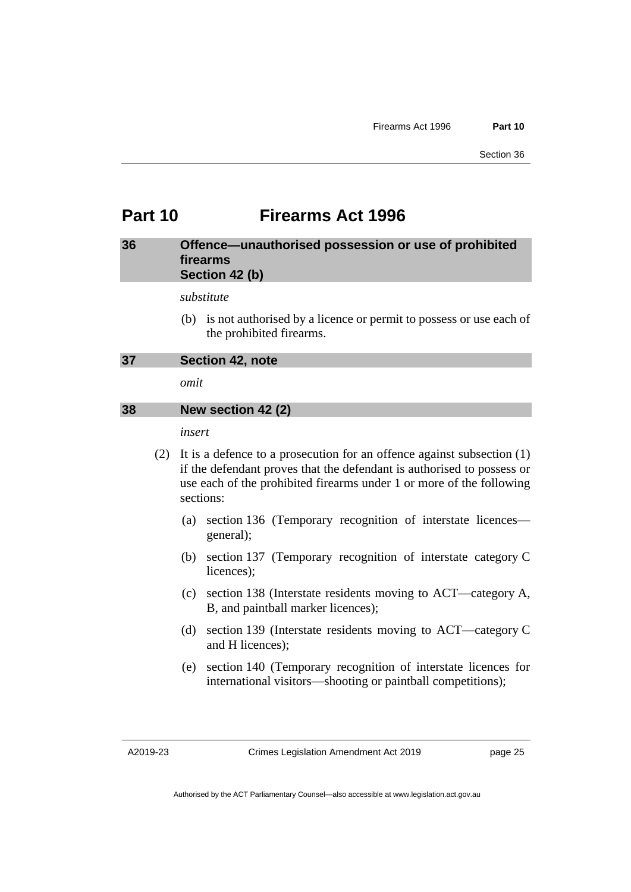## Part 10 Firearms Act 1996

### 36 Offence—unauthorised possession or use of prohibited firearms Section 42 (b)

*substitute*

(b) is not authorised by a licence or permit to possess or use each of the prohibited firearms.

### 37 Section 42, note

*omit*

### 38 New section 42 (2)

*insert*

(2) It is a defence to a prosecution for an offence against subsection (1) if the defendant proves that the defendant is authorised to possess or use each of the prohibited firearms under 1 or more of the following sections:

(a) section 136 (Temporary recognition of interstate licences—general);

(b) section 137 (Temporary recognition of interstate category C licences);

(c) section 138 (Interstate residents moving to ACT—category A, B, and paintball marker licences);

(d) section 139 (Interstate residents moving to ACT—category C and H licences);

(e) section 140 (Temporary recognition of interstate licences for international visitors—shooting or paintball competitions);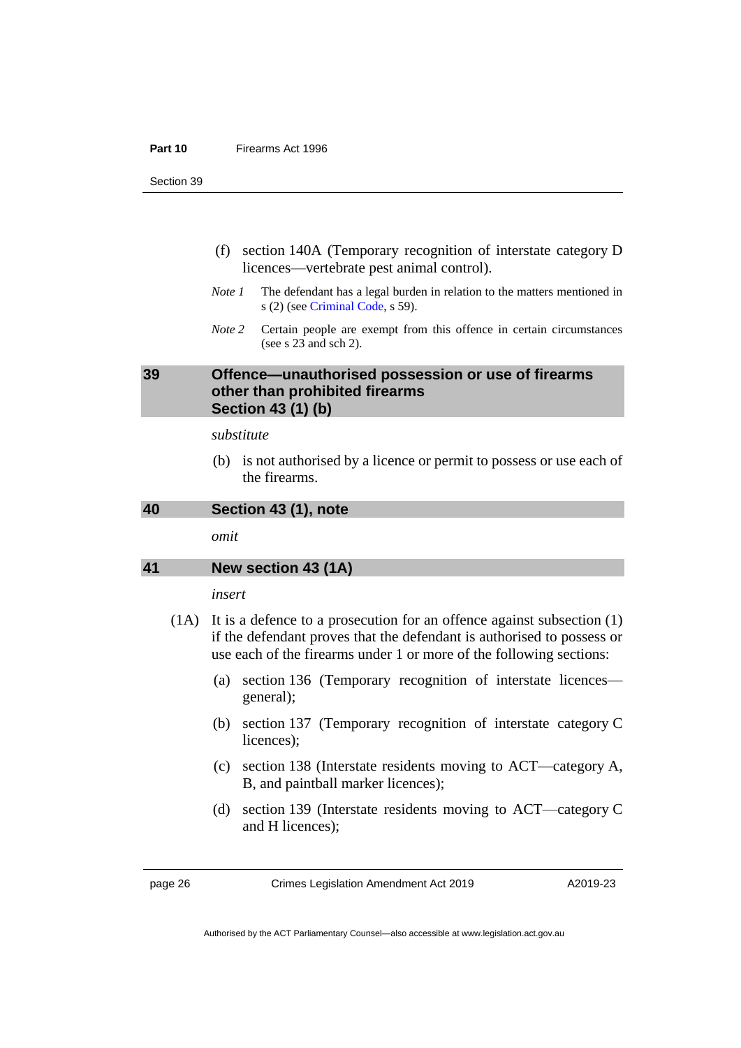(f) section 140A (Temporary recognition of interstate category D licences—vertebrate pest animal control).

*Note 1* The defendant has a legal burden in relation to the matters mentioned in s (2) (see Criminal Code, s 59).

*Note 2* Certain people are exempt from this offence in certain circumstances (see s 23 and sch 2).

## 39 Offence—unauthorised possession or use of firearms other than prohibited firearms Section 43 (1) (b)

*substitute*

(b) is not authorised by a licence or permit to possess or use each of the firearms.

## 40 Section 43 (1), note

*omit*

## 41 New section 43 (1A)

*insert*

(1A) It is a defence to a prosecution for an offence against subsection (1) if the defendant proves that the defendant is authorised to possess or use each of the firearms under 1 or more of the following sections:

(a) section 136 (Temporary recognition of interstate licences—general);

(b) section 137 (Temporary recognition of interstate category C licences);

(c) section 138 (Interstate residents moving to ACT—category A, B, and paintball marker licences);

(d) section 139 (Interstate residents moving to ACT—category C and H licences);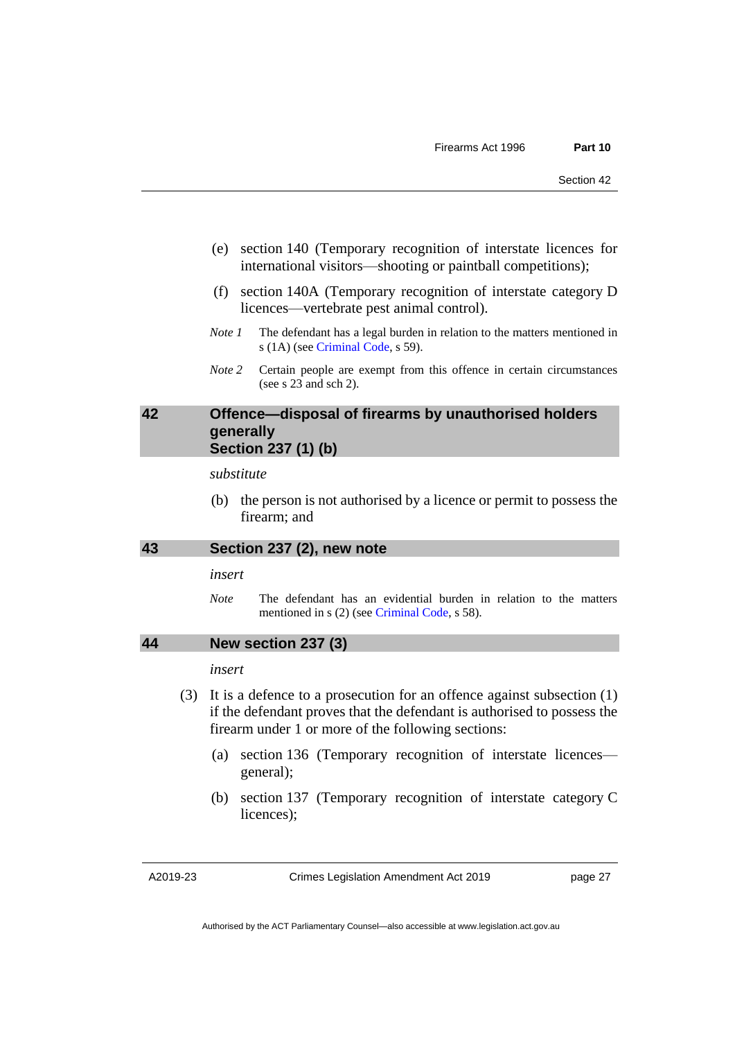(e) section 140 (Temporary recognition of interstate licences for international visitors—shooting or paintball competitions);

(f) section 140A (Temporary recognition of interstate category D licences—vertebrate pest animal control).

*Note 1* The defendant has a legal burden in relation to the matters mentioned in s (1A) (see Criminal Code, s 59).

*Note 2* Certain people are exempt from this offence in certain circumstances (see s 23 and sch 2).

## 42 Offence—disposal of firearms by unauthorised holders generally Section 237 (1) (b)

*substitute*

(b) the person is not authorised by a licence or permit to possess the firearm; and

## 43 Section 237 (2), new note

*insert*

*Note* The defendant has an evidential burden in relation to the matters mentioned in s (2) (see Criminal Code, s 58).

## 44 New section 237 (3)

*insert*

(3) It is a defence to a prosecution for an offence against subsection (1) if the defendant proves that the defendant is authorised to possess the firearm under 1 or more of the following sections:

(a) section 136 (Temporary recognition of interstate licences—general);

(b) section 137 (Temporary recognition of interstate category C licences);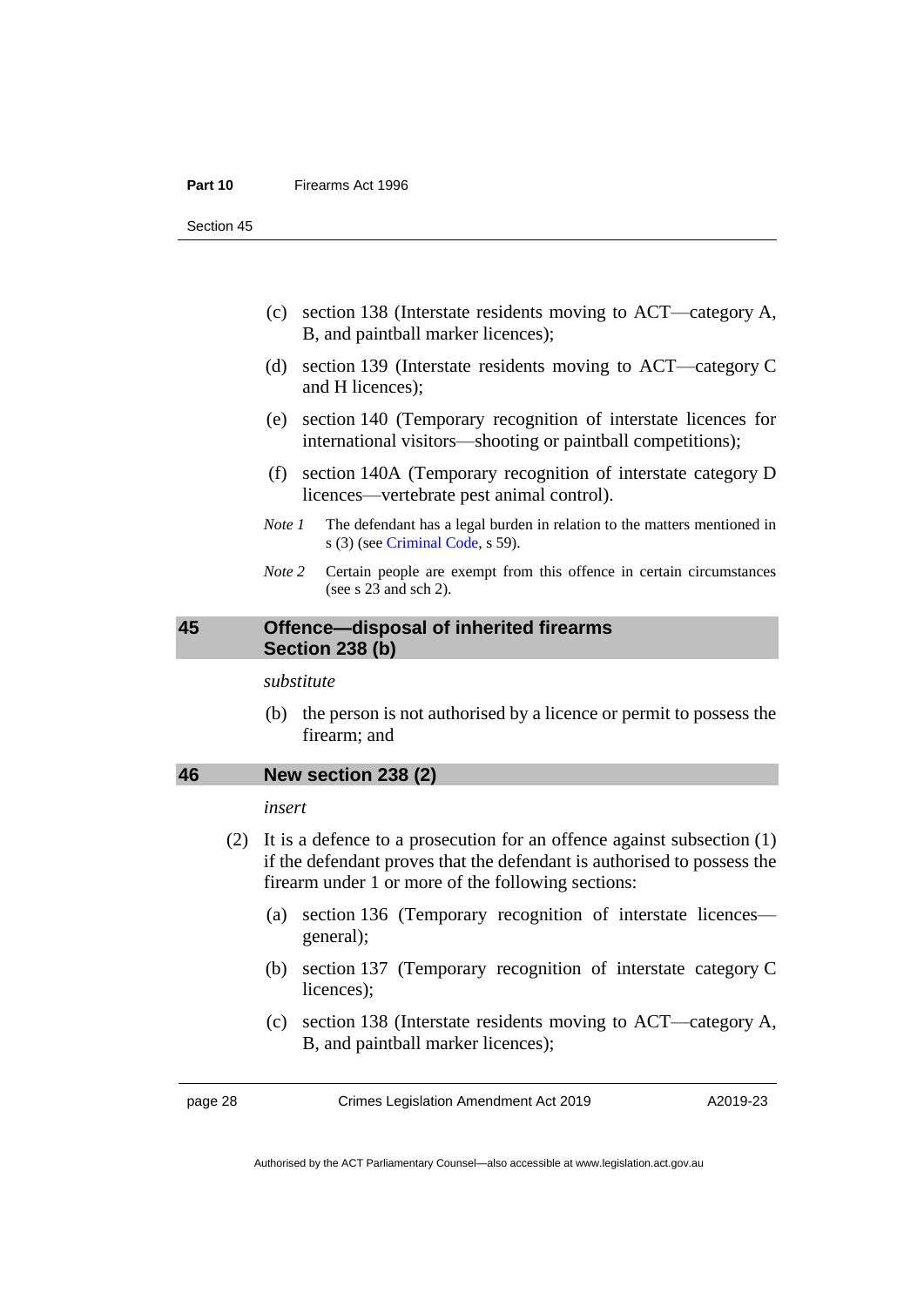(c) section 138 (Interstate residents moving to ACT—category A, B, and paintball marker licences);

(d) section 139 (Interstate residents moving to ACT—category C and H licences);

(e) section 140 (Temporary recognition of interstate licences for international visitors—shooting or paintball competitions);

(f) section 140A (Temporary recognition of interstate category D licences—vertebrate pest animal control).

*Note 1* The defendant has a legal burden in relation to the matters mentioned in s (3) (see Criminal Code, s 59).

*Note 2* Certain people are exempt from this offence in certain circumstances (see s 23 and sch 2).

## 45 Offence—disposal of inherited firearms Section 238 (b)

*substitute*

(b) the person is not authorised by a licence or permit to possess the firearm; and

## 46 New section 238 (2)

*insert*

(2) It is a defence to a prosecution for an offence against subsection (1) if the defendant proves that the defendant is authorised to possess the firearm under 1 or more of the following sections:

(a) section 136 (Temporary recognition of interstate licences—general);

(b) section 137 (Temporary recognition of interstate category C licences);

(c) section 138 (Interstate residents moving to ACT—category A, B, and paintball marker licences);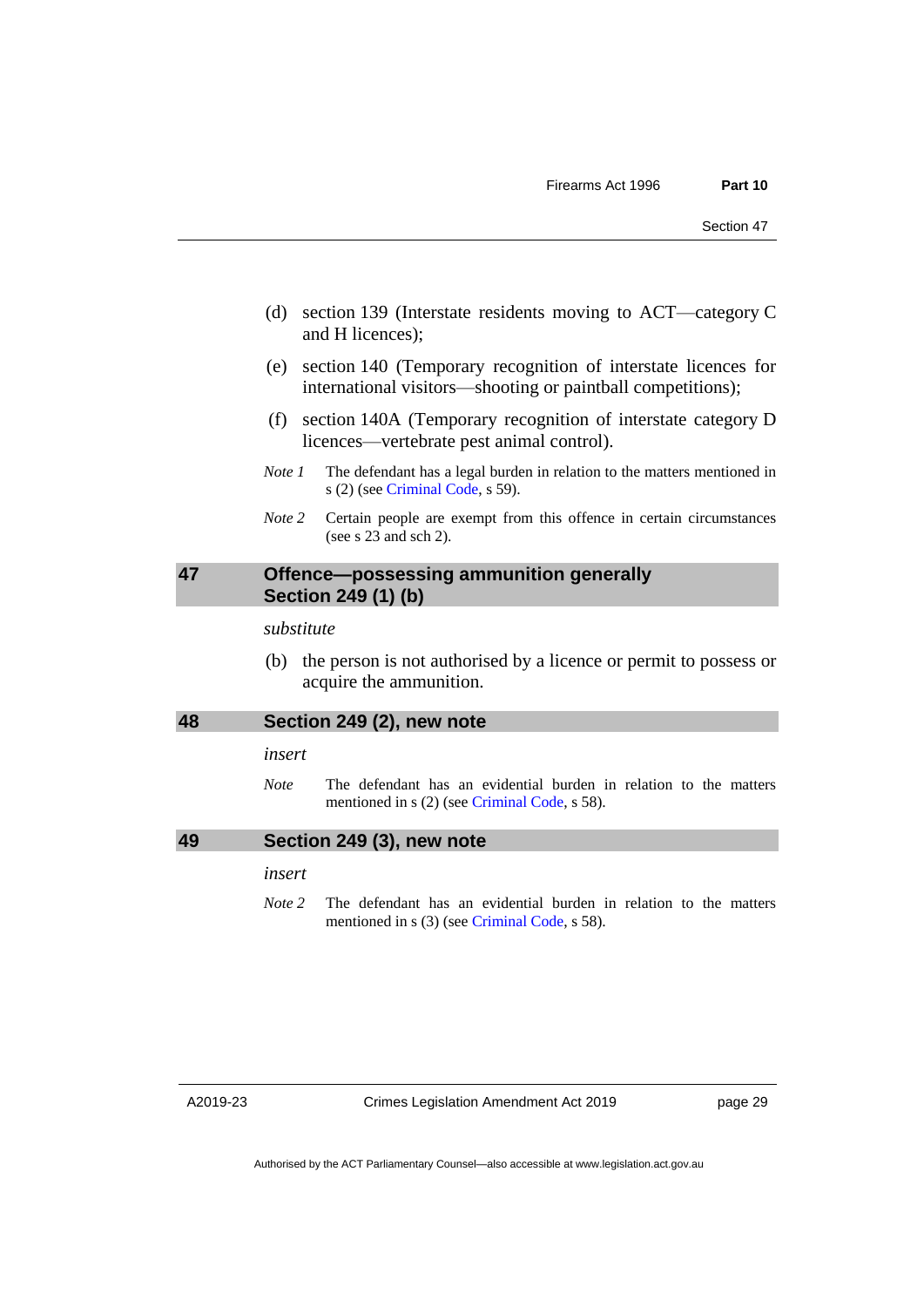(d) section 139 (Interstate residents moving to ACT—category C and H licences);

(e) section 140 (Temporary recognition of interstate licences for international visitors—shooting or paintball competitions);

(f) section 140A (Temporary recognition of interstate category D licences—vertebrate pest animal control).

*Note 1* The defendant has a legal burden in relation to the matters mentioned in s (2) (see Criminal Code, s 59).

*Note 2* Certain people are exempt from this offence in certain circumstances (see s 23 and sch 2).

## 47 Offence—possessing ammunition generally Section 249 (1) (b)

*substitute*

(b) the person is not authorised by a licence or permit to possess or acquire the ammunition.

## 48 Section 249 (2), new note

*insert*

*Note* The defendant has an evidential burden in relation to the matters mentioned in s (2) (see Criminal Code, s 58).

## 49 Section 249 (3), new note

*insert*

*Note 2* The defendant has an evidential burden in relation to the matters mentioned in s (3) (see Criminal Code, s 58).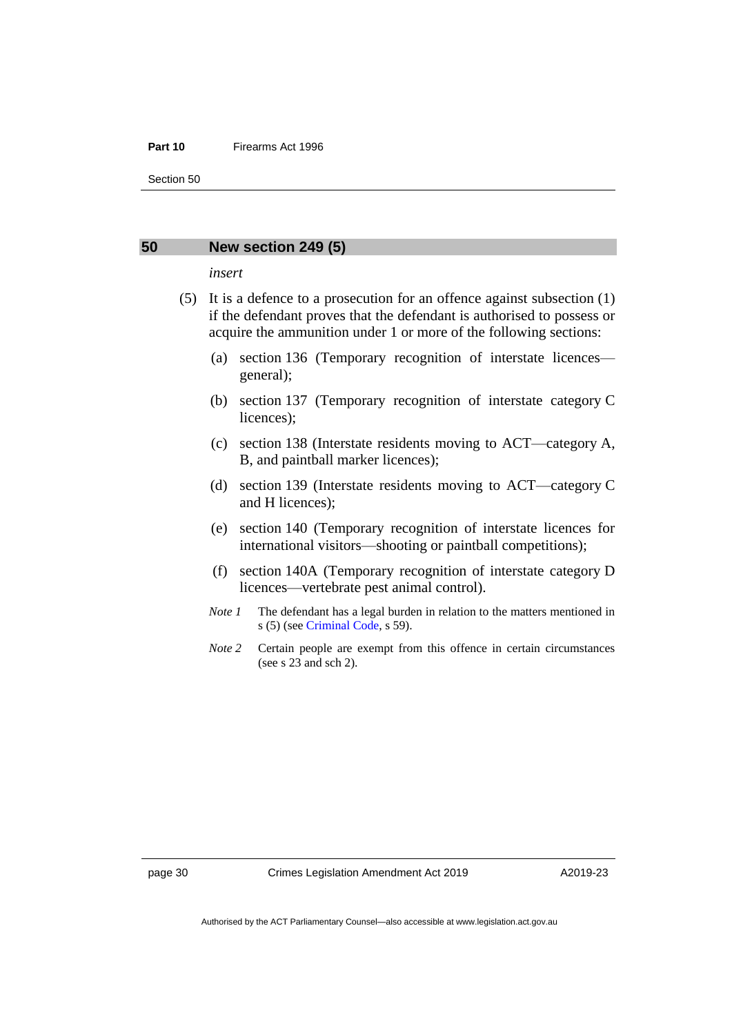## 50 New section 249 (5)

*insert*

(5) It is a defence to a prosecution for an offence against subsection (1) if the defendant proves that the defendant is authorised to possess or acquire the ammunition under 1 or more of the following sections:

(a) section 136 (Temporary recognition of interstate licences—general);

(b) section 137 (Temporary recognition of interstate category C licences);

(c) section 138 (Interstate residents moving to ACT—category A, B, and paintball marker licences);

(d) section 139 (Interstate residents moving to ACT—category C and H licences);

(e) section 140 (Temporary recognition of interstate licences for international visitors—shooting or paintball competitions);

(f) section 140A (Temporary recognition of interstate category D licences—vertebrate pest animal control).

*Note 1* The defendant has a legal burden in relation to the matters mentioned in s (5) (see Criminal Code, s 59).

*Note 2* Certain people are exempt from this offence in certain circumstances (see s 23 and sch 2).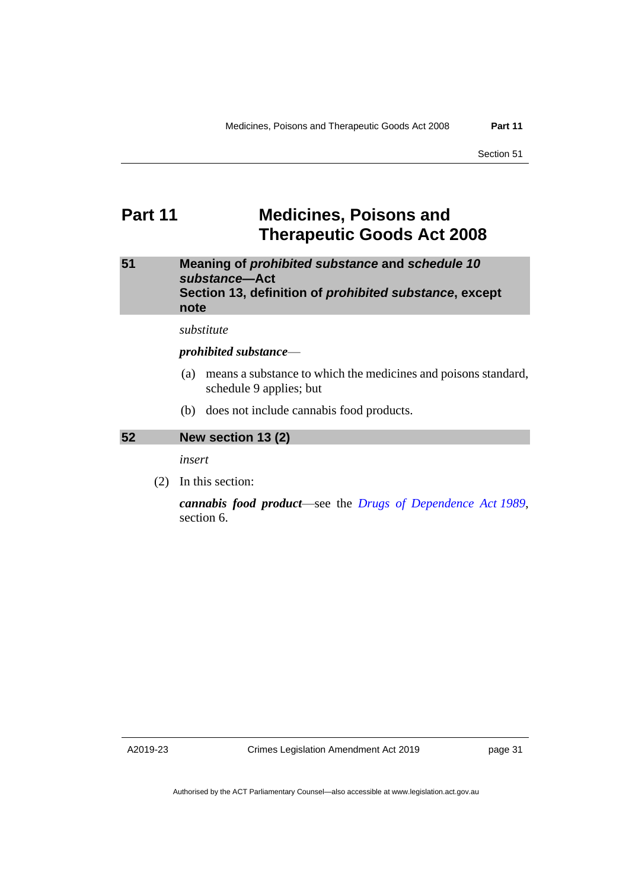# Part 11 Medicines, Poisons and Therapeutic Goods Act 2008

### 51 Meaning of *prohibited substance* and *schedule 10 substance*—Act Section 13, definition of *prohibited substance*, except note

*substitute*

***prohibited substance***—

(a) means a substance to which the medicines and poisons standard, schedule 9 applies; but

(b) does not include cannabis food products.

### 52 New section 13 (2)

*insert*

(2) In this section:

***cannabis food product***—see the *Drugs of Dependence Act 1989*, section 6.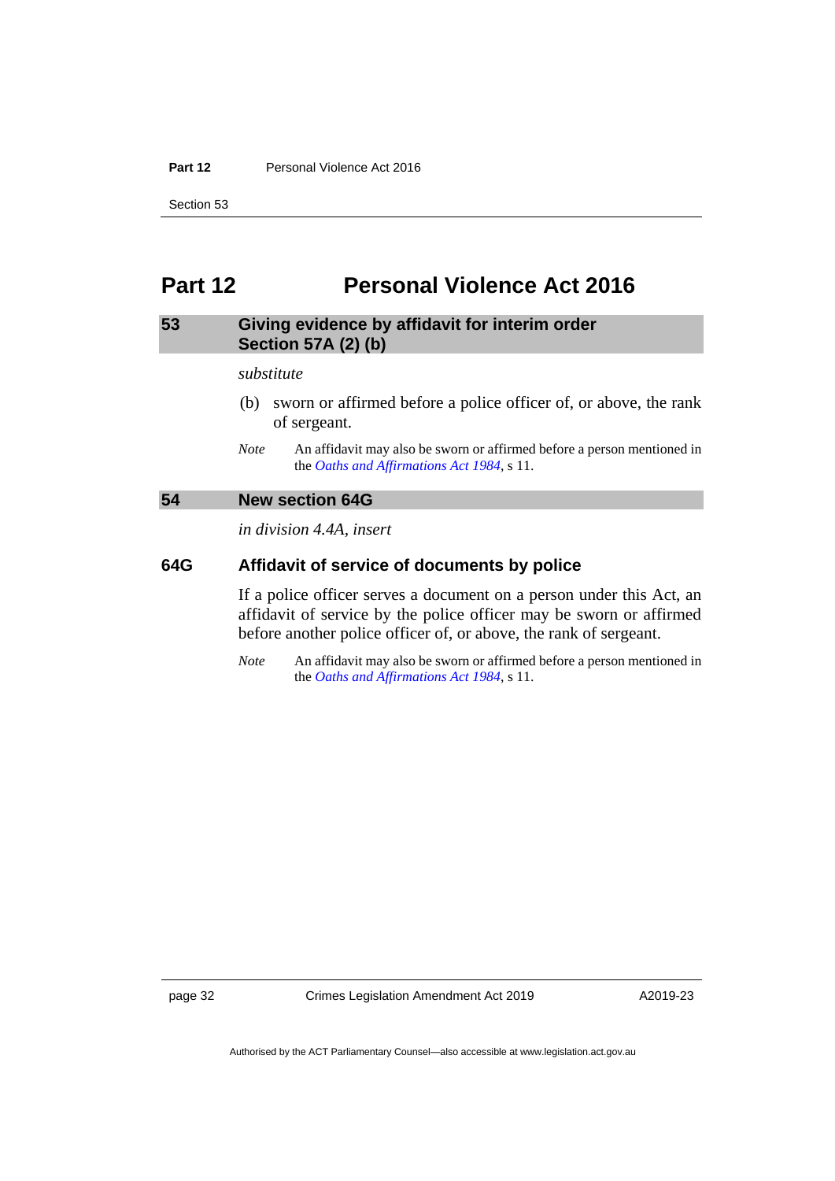# Part 12 Personal Violence Act 2016

## 53 Giving evidence by affidavit for interim order Section 57A (2) (b)

*substitute*

(b) sworn or affirmed before a police officer of, or above, the rank of sergeant.

*Note* An affidavit may also be sworn or affirmed before a person mentioned in the *Oaths and Affirmations Act 1984*, s 11.

## 54 New section 64G

*in division 4.4A, insert*

### 64G Affidavit of service of documents by police

If a police officer serves a document on a person under this Act, an affidavit of service by the police officer may be sworn or affirmed before another police officer of, or above, the rank of sergeant.

*Note* An affidavit may also be sworn or affirmed before a person mentioned in the *Oaths and Affirmations Act 1984*, s 11.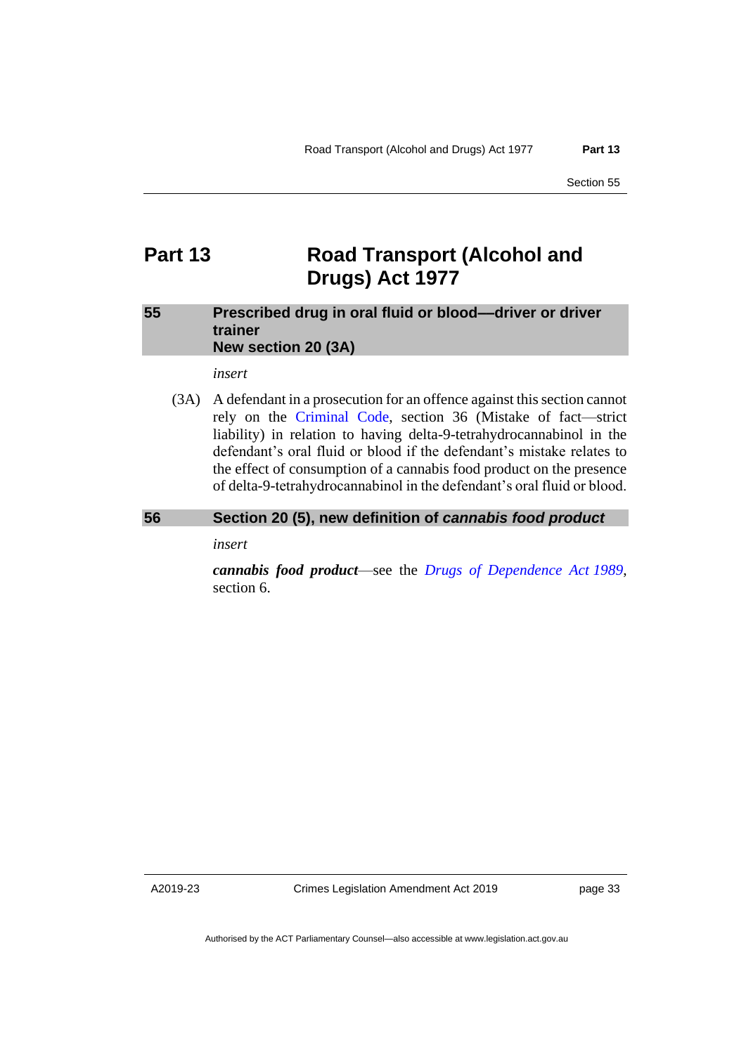# Part 13 Road Transport (Alcohol and Drugs) Act 1977

## 55 Prescribed drug in oral fluid or blood—driver or driver trainer New section 20 (3A)

*insert*

(3A) A defendant in a prosecution for an offence against this section cannot rely on the Criminal Code, section 36 (Mistake of fact—strict liability) in relation to having delta-9-tetrahydrocannabinol in the defendant's oral fluid or blood if the defendant's mistake relates to the effect of consumption of a cannabis food product on the presence of delta-9-tetrahydrocannabinol in the defendant's oral fluid or blood.

## 56 Section 20 (5), new definition of *cannabis food product*

*insert*

***cannabis food product***—see the *Drugs of Dependence Act 1989*, section 6.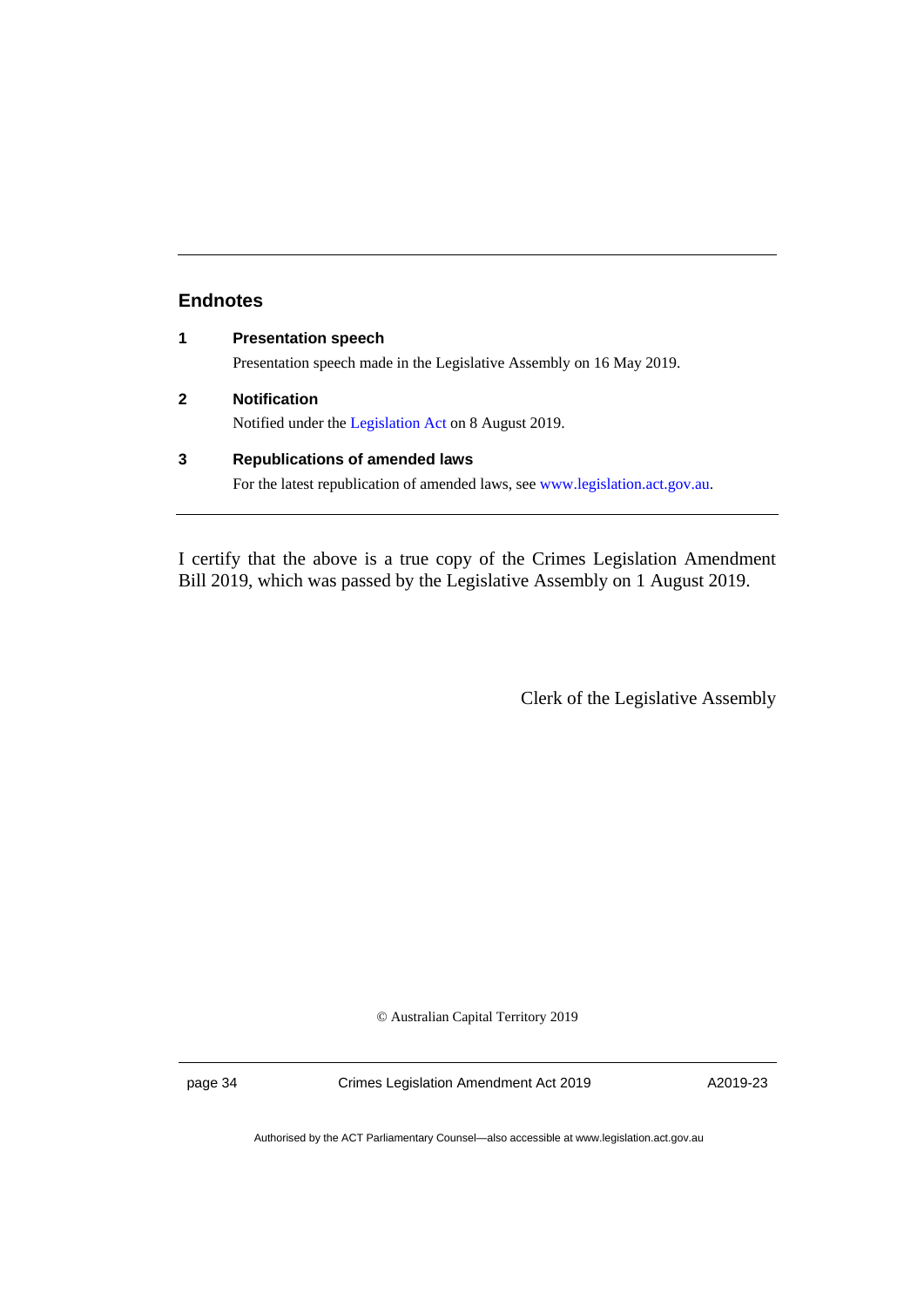## Endnotes

**1 Presentation speech**

Presentation speech made in the Legislative Assembly on 16 May 2019.

**2 Notification**

Notified under the Legislation Act on 8 August 2019.

**3 Republications of amended laws**

For the latest republication of amended laws, see www.legislation.act.gov.au.

---

I certify that the above is a true copy of the Crimes Legislation Amendment Bill 2019, which was passed by the Legislative Assembly on 1 August 2019.

Clerk of the Legislative Assembly

© Australian Capital Territory 2019